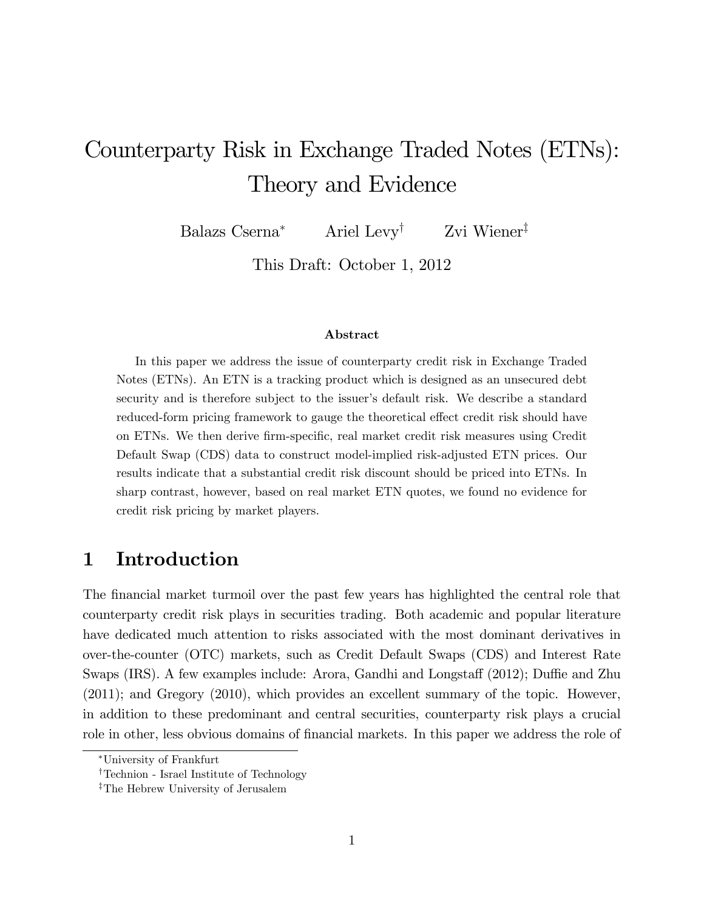# Counterparty Risk in Exchange Traded Notes (ETNs): Theory and Evidence

Balazs Cserna[*] Ariel Levy[†] Zvi Wiener[‡]

This Draft: October 1, 2012

**Abstract**

In this paper we address the issue of counterparty credit risk in Exchange Traded Notes (ETNs). An ETN is a tracking product which is designed as an unsecured debt security and is therefore subject to the issuer's default risk. We describe a standard reduced-form pricing framework to gauge the theoretical effect credit risk should have on ETNs. We then derive firm-specific, real market credit risk measures using Credit Default Swap (CDS) data to construct model-implied risk-adjusted ETN prices. Our results indicate that a substantial credit risk discount should be priced into ETNs. In sharp contrast, however, based on real market ETN quotes, we found no evidence for credit risk pricing by market players.

## 1 Introduction

The financial market turmoil over the past few years has highlighted the central role that counterparty credit risk plays in securities trading. Both academic and popular literature have dedicated much attention to risks associated with the most dominant derivatives in over-the-counter (OTC) markets, such as Credit Default Swaps (CDS) and Interest Rate Swaps (IRS). A few examples include: Arora, Gandhi and Longstaff (2012); Duffie and Zhu (2011); and Gregory (2010), which provides an excellent summary of the topic. However, in addition to these predominant and central securities, counterparty risk plays a crucial role in other, less obvious domains of financial markets. In this paper we address the role of

---

[*] University of Frankfurt

[†] Technion - Israel Institute of Technology

[‡] The Hebrew University of Jerusalem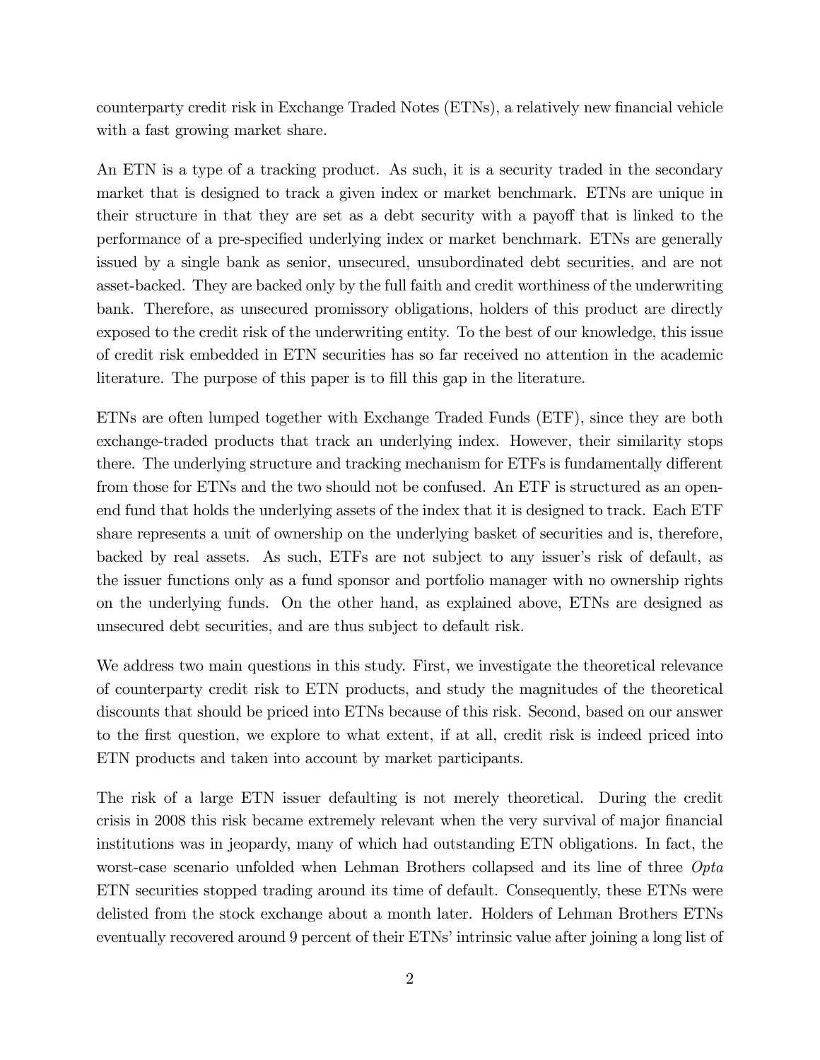counterparty credit risk in Exchange Traded Notes (ETNs), a relatively new financial vehicle with a fast growing market share.

An ETN is a type of a tracking product. As such, it is a security traded in the secondary market that is designed to track a given index or market benchmark. ETNs are unique in their structure in that they are set as a debt security with a payoff that is linked to the performance of a pre-specified underlying index or market benchmark. ETNs are generally issued by a single bank as senior, unsecured, unsubordinated debt securities, and are not asset-backed. They are backed only by the full faith and credit worthiness of the underwriting bank. Therefore, as unsecured promissory obligations, holders of this product are directly exposed to the credit risk of the underwriting entity. To the best of our knowledge, this issue of credit risk embedded in ETN securities has so far received no attention in the academic literature. The purpose of this paper is to fill this gap in the literature.

ETNs are often lumped together with Exchange Traded Funds (ETF), since they are both exchange-traded products that track an underlying index. However, their similarity stops there. The underlying structure and tracking mechanism for ETFs is fundamentally different from those for ETNs and the two should not be confused. An ETF is structured as an open-end fund that holds the underlying assets of the index that it is designed to track. Each ETF share represents a unit of ownership on the underlying basket of securities and is, therefore, backed by real assets. As such, ETFs are not subject to any issuer's risk of default, as the issuer functions only as a fund sponsor and portfolio manager with no ownership rights on the underlying funds. On the other hand, as explained above, ETNs are designed as unsecured debt securities, and are thus subject to default risk.

We address two main questions in this study. First, we investigate the theoretical relevance of counterparty credit risk to ETN products, and study the magnitudes of the theoretical discounts that should be priced into ETNs because of this risk. Second, based on our answer to the first question, we explore to what extent, if at all, credit risk is indeed priced into ETN products and taken into account by market participants.

The risk of a large ETN issuer defaulting is not merely theoretical. During the credit crisis in 2008 this risk became extremely relevant when the very survival of major financial institutions was in jeopardy, many of which had outstanding ETN obligations. In fact, the worst-case scenario unfolded when Lehman Brothers collapsed and its line of three *Opta* ETN securities stopped trading around its time of default. Consequently, these ETNs were delisted from the stock exchange about a month later. Holders of Lehman Brothers ETNs eventually recovered around 9 percent of their ETNs' intrinsic value after joining a long list of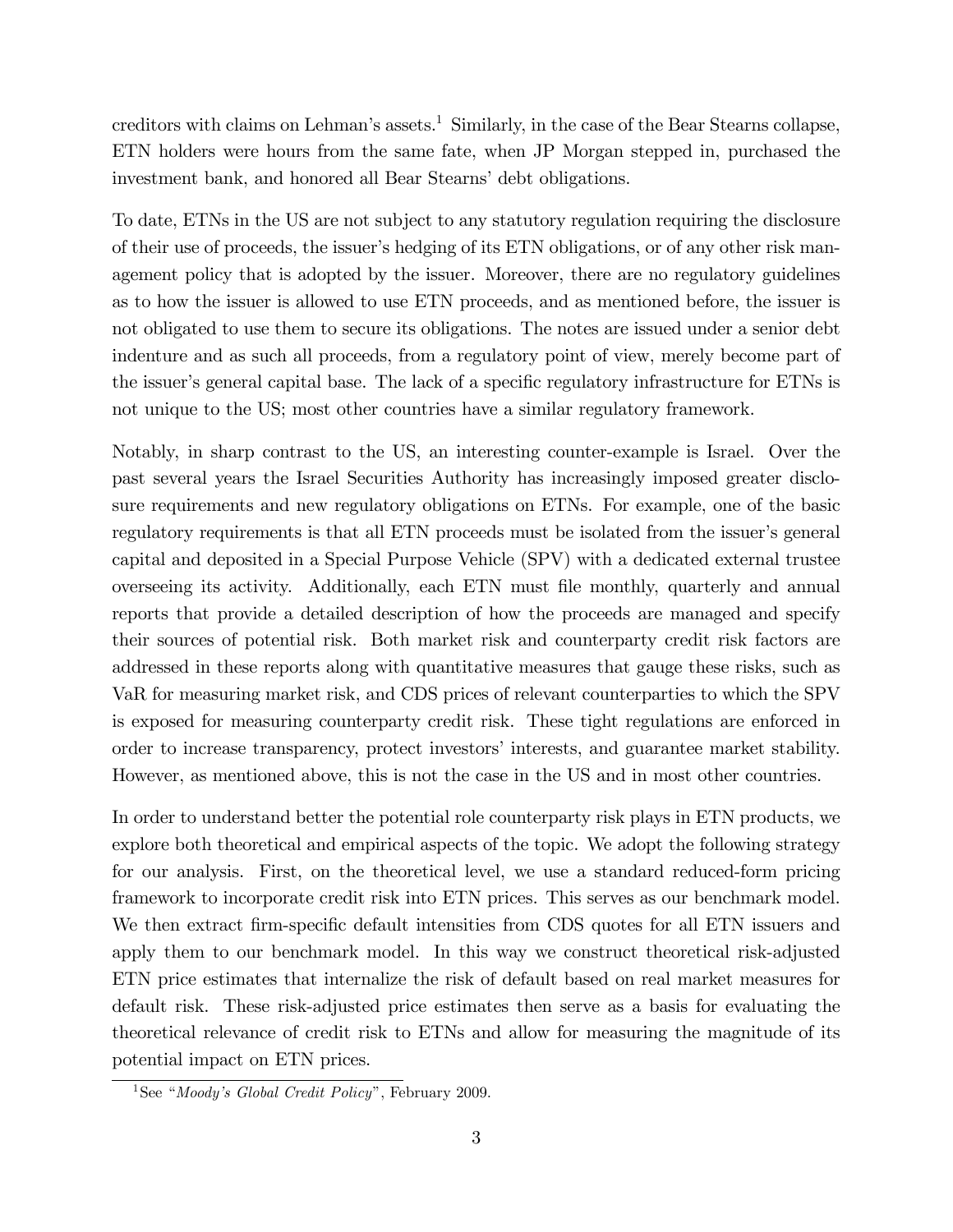creditors with claims on Lehman's assets.[1] Similarly, in the case of the Bear Stearns collapse, ETN holders were hours from the same fate, when JP Morgan stepped in, purchased the investment bank, and honored all Bear Stearns' debt obligations.

To date, ETNs in the US are not subject to any statutory regulation requiring the disclosure of their use of proceeds, the issuer's hedging of its ETN obligations, or of any other risk management policy that is adopted by the issuer. Moreover, there are no regulatory guidelines as to how the issuer is allowed to use ETN proceeds, and as mentioned before, the issuer is not obligated to use them to secure its obligations. The notes are issued under a senior debt indenture and as such all proceeds, from a regulatory point of view, merely become part of the issuer's general capital base. The lack of a specific regulatory infrastructure for ETNs is not unique to the US; most other countries have a similar regulatory framework.

Notably, in sharp contrast to the US, an interesting counter-example is Israel. Over the past several years the Israel Securities Authority has increasingly imposed greater disclosure requirements and new regulatory obligations on ETNs. For example, one of the basic regulatory requirements is that all ETN proceeds must be isolated from the issuer's general capital and deposited in a Special Purpose Vehicle (SPV) with a dedicated external trustee overseeing its activity. Additionally, each ETN must file monthly, quarterly and annual reports that provide a detailed description of how the proceeds are managed and specify their sources of potential risk. Both market risk and counterparty credit risk factors are addressed in these reports along with quantitative measures that gauge these risks, such as VaR for measuring market risk, and CDS prices of relevant counterparties to which the SPV is exposed for measuring counterparty credit risk. These tight regulations are enforced in order to increase transparency, protect investors' interests, and guarantee market stability. However, as mentioned above, this is not the case in the US and in most other countries.

In order to understand better the potential role counterparty risk plays in ETN products, we explore both theoretical and empirical aspects of the topic. We adopt the following strategy for our analysis. First, on the theoretical level, we use a standard reduced-form pricing framework to incorporate credit risk into ETN prices. This serves as our benchmark model. We then extract firm-specific default intensities from CDS quotes for all ETN issuers and apply them to our benchmark model. In this way we construct theoretical risk-adjusted ETN price estimates that internalize the risk of default based on real market measures for default risk. These risk-adjusted price estimates then serve as a basis for evaluating the theoretical relevance of credit risk to ETNs and allow for measuring the magnitude of its potential impact on ETN prices.

[1] See "*Moody's Global Credit Policy*", February 2009.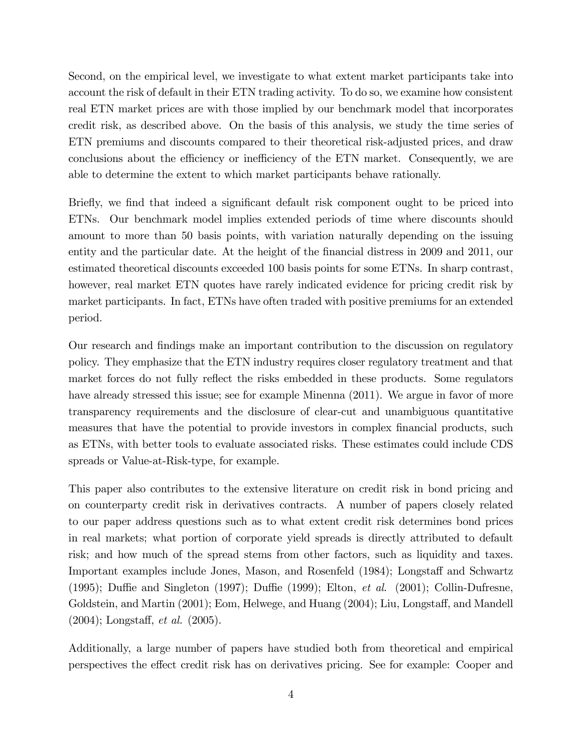Second, on the empirical level, we investigate to what extent market participants take into account the risk of default in their ETN trading activity. To do so, we examine how consistent real ETN market prices are with those implied by our benchmark model that incorporates credit risk, as described above. On the basis of this analysis, we study the time series of ETN premiums and discounts compared to their theoretical risk-adjusted prices, and draw conclusions about the efficiency or inefficiency of the ETN market. Consequently, we are able to determine the extent to which market participants behave rationally.

Briefly, we find that indeed a significant default risk component ought to be priced into ETNs. Our benchmark model implies extended periods of time where discounts should amount to more than 50 basis points, with variation naturally depending on the issuing entity and the particular date. At the height of the financial distress in 2009 and 2011, our estimated theoretical discounts exceeded 100 basis points for some ETNs. In sharp contrast, however, real market ETN quotes have rarely indicated evidence for pricing credit risk by market participants. In fact, ETNs have often traded with positive premiums for an extended period.

Our research and findings make an important contribution to the discussion on regulatory policy. They emphasize that the ETN industry requires closer regulatory treatment and that market forces do not fully reflect the risks embedded in these products. Some regulators have already stressed this issue; see for example Minenna (2011). We argue in favor of more transparency requirements and the disclosure of clear-cut and unambiguous quantitative measures that have the potential to provide investors in complex financial products, such as ETNs, with better tools to evaluate associated risks. These estimates could include CDS spreads or Value-at-Risk-type, for example.

This paper also contributes to the extensive literature on credit risk in bond pricing and on counterparty credit risk in derivatives contracts. A number of papers closely related to our paper address questions such as to what extent credit risk determines bond prices in real markets; what portion of corporate yield spreads is directly attributed to default risk; and how much of the spread stems from other factors, such as liquidity and taxes. Important examples include Jones, Mason, and Rosenfeld (1984); Longstaff and Schwartz (1995); Duffie and Singleton (1997); Duffie (1999); Elton, *et al.* (2001); Collin-Dufresne, Goldstein, and Martin (2001); Eom, Helwege, and Huang (2004); Liu, Longstaff, and Mandell (2004); Longstaff, *et al.* (2005).

Additionally, a large number of papers have studied both from theoretical and empirical perspectives the effect credit risk has on derivatives pricing. See for example: Cooper and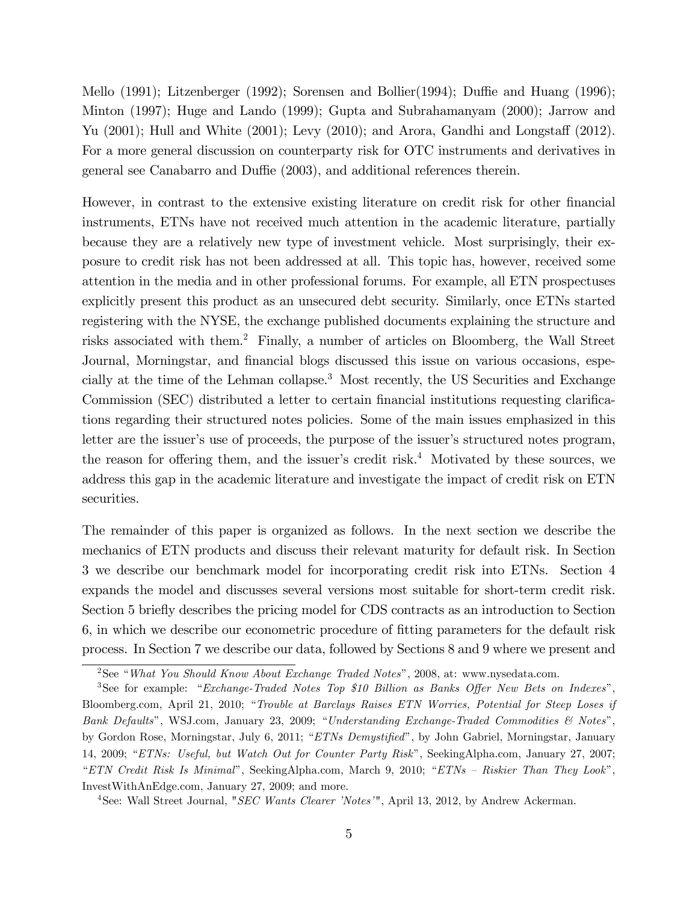Mello (1991); Litzenberger (1992); Sorensen and Bollier(1994); Duffie and Huang (1996); Minton (1997); Huge and Lando (1999); Gupta and Subrahamanyam (2000); Jarrow and Yu (2001); Hull and White (2001); Levy (2010); and Arora, Gandhi and Longstaff (2012). For a more general discussion on counterparty risk for OTC instruments and derivatives in general see Canabarro and Duffie (2003), and additional references therein.

However, in contrast to the extensive existing literature on credit risk for other financial instruments, ETNs have not received much attention in the academic literature, partially because they are a relatively new type of investment vehicle. Most surprisingly, their exposure to credit risk has not been addressed at all. This topic has, however, received some attention in the media and in other professional forums. For example, all ETN prospectuses explicitly present this product as an unsecured debt security. Similarly, once ETNs started registering with the NYSE, the exchange published documents explaining the structure and risks associated with them.[2] Finally, a number of articles on Bloomberg, the Wall Street Journal, Morningstar, and financial blogs discussed this issue on various occasions, especially at the time of the Lehman collapse.[3] Most recently, the US Securities and Exchange Commission (SEC) distributed a letter to certain financial institutions requesting clarifications regarding their structured notes policies. Some of the main issues emphasized in this letter are the issuer's use of proceeds, the purpose of the issuer's structured notes program, the reason for offering them, and the issuer's credit risk.[4] Motivated by these sources, we address this gap in the academic literature and investigate the impact of credit risk on ETN securities.

The remainder of this paper is organized as follows. In the next section we describe the mechanics of ETN products and discuss their relevant maturity for default risk. In Section 3 we describe our benchmark model for incorporating credit risk into ETNs. Section 4 expands the model and discusses several versions most suitable for short-term credit risk. Section 5 briefly describes the pricing model for CDS contracts as an introduction to Section 6, in which we describe our econometric procedure of fitting parameters for the default risk process. In Section 7 we describe our data, followed by Sections 8 and 9 where we present and

---

[2] See "*What You Should Know About Exchange Traded Notes*", 2008, at: www.nysedata.com.

[3] See for example: "*Exchange-Traded Notes Top $10 Billion as Banks Offer New Bets on Indexes*", Bloomberg.com, April 21, 2010; "*Trouble at Barclays Raises ETN Worries, Potential for Steep Loses if Bank Defaults*", WSJ.com, January 23, 2009; "*Understanding Exchange-Traded Commodities & Notes*", by Gordon Rose, Morningstar, July 6, 2011; "*ETNs Demystified*", by John Gabriel, Morningstar, January 14, 2009; "*ETNs: Useful, but Watch Out for Counter Party Risk*", SeekingAlpha.com, January 27, 2007; "*ETN Credit Risk Is Minimal*", SeekingAlpha.com, March 9, 2010; "*ETNs – Riskier Than They Look*", InvestWithAnEdge.com, January 27, 2009; and more.

[4] See: Wall Street Journal, "*SEC Wants Clearer 'Notes'*", April 13, 2012, by Andrew Ackerman.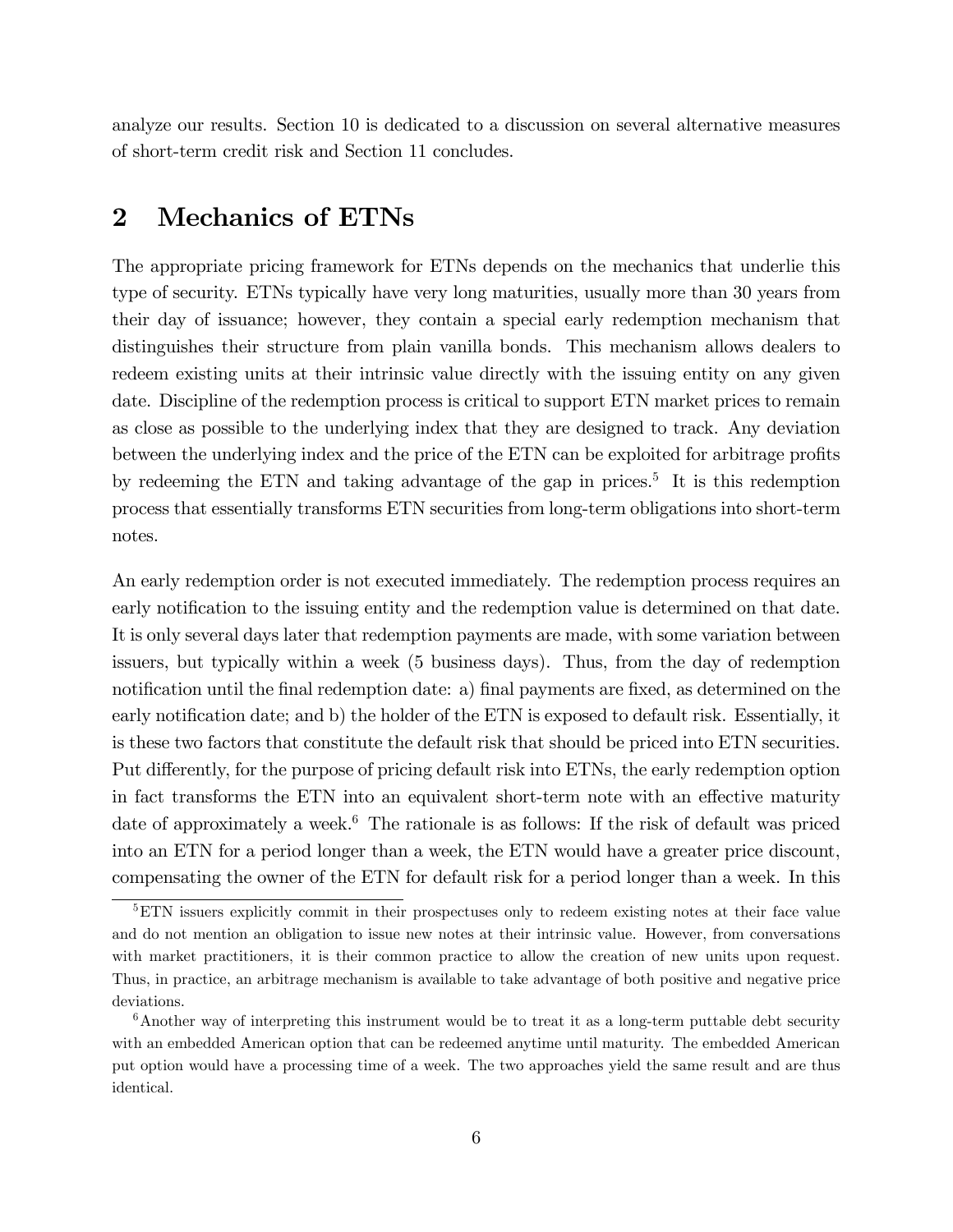analyze our results. Section 10 is dedicated to a discussion on several alternative measures of short-term credit risk and Section 11 concludes.

## 2 Mechanics of ETNs

The appropriate pricing framework for ETNs depends on the mechanics that underlie this type of security. ETNs typically have very long maturities, usually more than 30 years from their day of issuance; however, they contain a special early redemption mechanism that distinguishes their structure from plain vanilla bonds. This mechanism allows dealers to redeem existing units at their intrinsic value directly with the issuing entity on any given date. Discipline of the redemption process is critical to support ETN market prices to remain as close as possible to the underlying index that they are designed to track. Any deviation between the underlying index and the price of the ETN can be exploited for arbitrage profits by redeeming the ETN and taking advantage of the gap in prices.[5] It is this redemption process that essentially transforms ETN securities from long-term obligations into short-term notes.

An early redemption order is not executed immediately. The redemption process requires an early notification to the issuing entity and the redemption value is determined on that date. It is only several days later that redemption payments are made, with some variation between issuers, but typically within a week (5 business days). Thus, from the day of redemption notification until the final redemption date: a) final payments are fixed, as determined on the early notification date; and b) the holder of the ETN is exposed to default risk. Essentially, it is these two factors that constitute the default risk that should be priced into ETN securities. Put differently, for the purpose of pricing default risk into ETNs, the early redemption option in fact transforms the ETN into an equivalent short-term note with an effective maturity date of approximately a week.[6] The rationale is as follows: If the risk of default was priced into an ETN for a period longer than a week, the ETN would have a greater price discount, compensating the owner of the ETN for default risk for a period longer than a week. In this

[5] ETN issuers explicitly commit in their prospectuses only to redeem existing notes at their face value and do not mention an obligation to issue new notes at their intrinsic value. However, from conversations with market practitioners, it is their common practice to allow the creation of new units upon request. Thus, in practice, an arbitrage mechanism is available to take advantage of both positive and negative price deviations.

[6] Another way of interpreting this instrument would be to treat it as a long-term puttable debt security with an embedded American option that can be redeemed anytime until maturity. The embedded American put option would have a processing time of a week. The two approaches yield the same result and are thus identical.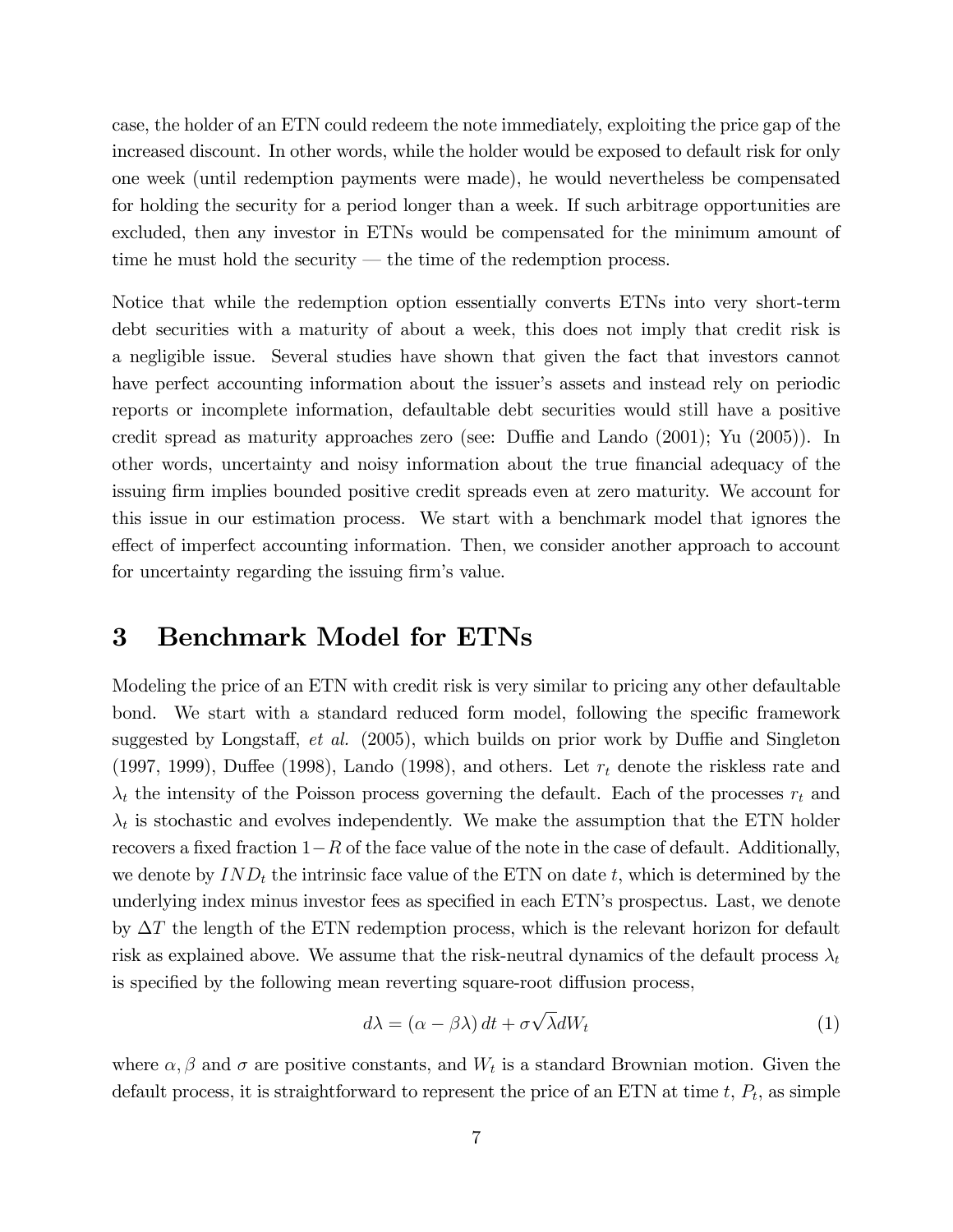case, the holder of an ETN could redeem the note immediately, exploiting the price gap of the increased discount. In other words, while the holder would be exposed to default risk for only one week (until redemption payments were made), he would nevertheless be compensated for holding the security for a period longer than a week. If such arbitrage opportunities are excluded, then any investor in ETNs would be compensated for the minimum amount of time he must hold the security — the time of the redemption process.

Notice that while the redemption option essentially converts ETNs into very short-term debt securities with a maturity of about a week, this does not imply that credit risk is a negligible issue. Several studies have shown that given the fact that investors cannot have perfect accounting information about the issuer's assets and instead rely on periodic reports or incomplete information, defaultable debt securities would still have a positive credit spread as maturity approaches zero (see: Duffie and Lando (2001); Yu (2005)). In other words, uncertainty and noisy information about the true financial adequacy of the issuing firm implies bounded positive credit spreads even at zero maturity. We account for this issue in our estimation process. We start with a benchmark model that ignores the effect of imperfect accounting information. Then, we consider another approach to account for uncertainty regarding the issuing firm's value.

# 3 Benchmark Model for ETNs

Modeling the price of an ETN with credit risk is very similar to pricing any other defaultable bond. We start with a standard reduced form model, following the specific framework suggested by Longstaff, *et al.* (2005), which builds on prior work by Duffie and Singleton (1997, 1999), Duffee (1998), Lando (1998), and others. Let $r_t$ denote the riskless rate and $\lambda_t$ the intensity of the Poisson process governing the default. Each of the processes $r_t$ and $\lambda_t$ is stochastic and evolves independently. We make the assumption that the ETN holder recovers a fixed fraction $1-R$ of the face value of the note in the case of default. Additionally, we denote by $IND_t$ the intrinsic face value of the ETN on date $t$, which is determined by the underlying index minus investor fees as specified in each ETN's prospectus. Last, we denote by $\Delta T$ the length of the ETN redemption process, which is the relevant horizon for default risk as explained above. We assume that the risk-neutral dynamics of the default process $\lambda_t$ is specified by the following mean reverting square-root diffusion process,

$$d\lambda = (\alpha - \beta\lambda)\,dt + \sigma\sqrt{\lambda}dW_t \tag{1}$$

where $\alpha, \beta$ and $\sigma$ are positive constants, and $W_t$ is a standard Brownian motion. Given the default process, it is straightforward to represent the price of an ETN at time $t$, $P_t$, as simple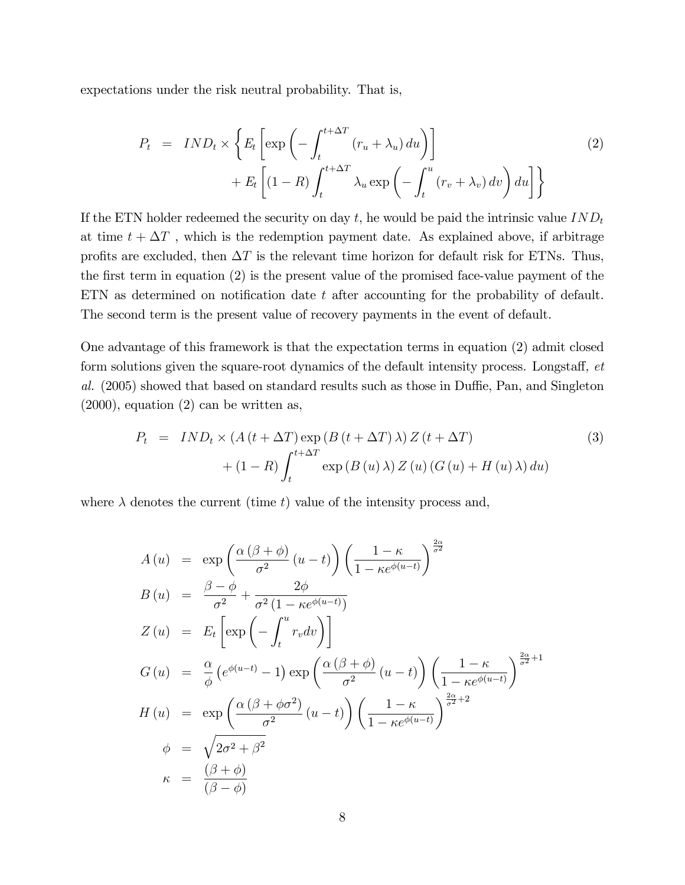expectations under the risk neutral probability. That is,

$$
\begin{aligned}
P_t &= IND_t \times \left\{ E_t \left[ \exp \left( - \int_t^{t+\Delta T} (r_u + \lambda_u) \, du \right) \right] \right. \\
&\qquad \left. + E_t \left[ (1 - R) \int_t^{t+\Delta T} \lambda_u \exp \left( - \int_t^u (r_v + \lambda_v) \, dv \right) du \right] \right\}
\end{aligned} \tag{2}
$$

If the ETN holder redeemed the security on day $t$, he would be paid the intrinsic value $IND_t$ at time $t + \Delta T$ , which is the redemption payment date. As explained above, if arbitrage profits are excluded, then $\Delta T$ is the relevant time horizon for default risk for ETNs. Thus, the first term in equation (2) is the present value of the promised face-value payment of the ETN as determined on notification date $t$ after accounting for the probability of default. The second term is the present value of recovery payments in the event of default.

One advantage of this framework is that the expectation terms in equation (2) admit closed form solutions given the square-root dynamics of the default intensity process. Longstaff, *et al.* (2005) showed that based on standard results such as those in Duffie, Pan, and Singleton (2000), equation (2) can be written as,

$$
\begin{aligned}
P_t &= IND_t \times \left( A(t + \Delta T) \exp (B(t + \Delta T) \lambda) Z(t + \Delta T) \right. \\
&\qquad \left. + (1 - R) \int_t^{t+\Delta T} \exp (B(u) \lambda) Z(u) (G(u) + H(u) \lambda) \, du \right)
\end{aligned} \tag{3}
$$

where $\lambda$ denotes the current (time $t$) value of the intensity process and,

$$
\begin{aligned}
A(u) &= \exp \left( \frac{\alpha (\beta + \phi)}{\sigma^2} (u - t) \right) \left( \frac{1 - \kappa}{1 - \kappa e^{\phi(u-t)}} \right)^{\frac{2\alpha}{\sigma^2}} \\
B(u) &= \frac{\beta - \phi}{\sigma^2} + \frac{2\phi}{\sigma^2 (1 - \kappa e^{\phi(u-t)})} \\
Z(u) &= E_t \left[ \exp \left( - \int_t^u r_v dv \right) \right] \\
G(u) &= \frac{\alpha}{\phi} \left( e^{\phi(u-t)} - 1 \right) \exp \left( \frac{\alpha (\beta + \phi)}{\sigma^2} (u - t) \right) \left( \frac{1 - \kappa}{1 - \kappa e^{\phi(u-t)}} \right)^{\frac{2\alpha}{\sigma^2} + 1} \\
H(u) &= \exp \left( \frac{\alpha (\beta + \phi \sigma^2)}{\sigma^2} (u - t) \right) \left( \frac{1 - \kappa}{1 - \kappa e^{\phi(u-t)}} \right)^{\frac{2\alpha}{\sigma^2} + 2} \\
\phi &= \sqrt{2\sigma^2 + \beta^2} \\
\kappa &= \frac{(\beta + \phi)}{(\beta - \phi)}
\end{aligned}
$$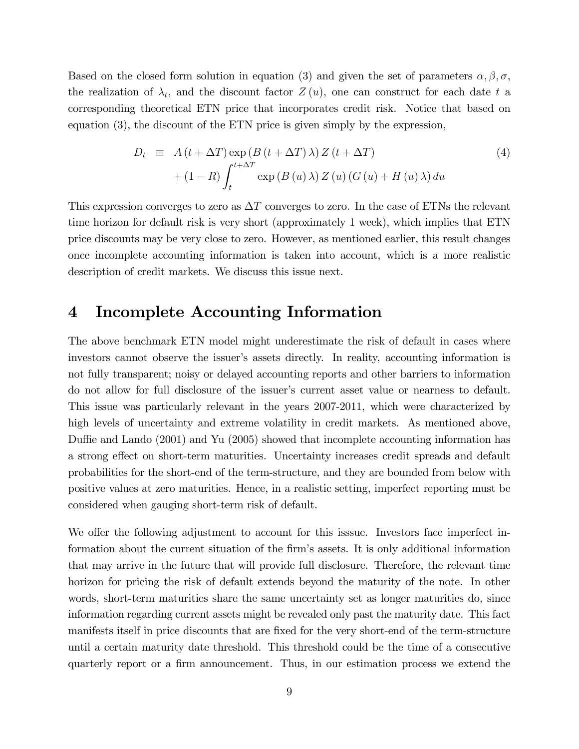Based on the closed form solution in equation (3) and given the set of parameters $\alpha, \beta, \sigma$, the realization of $\lambda_t$, and the discount factor $Z(u)$, one can construct for each date $t$ a corresponding theoretical ETN price that incorporates credit risk. Notice that based on equation (3), the discount of the ETN price is given simply by the expression,

$$
\begin{aligned}
D_t \equiv\ & A(t+\Delta T)\exp\left(B(t+\Delta T)\lambda\right)Z(t+\Delta T) \\
& +(1-R)\int_t^{t+\Delta T}\exp\left(B(u)\lambda\right)Z(u)\left(G(u)+H(u)\lambda\right)du
\end{aligned} \tag{4}
$$

This expression converges to zero as $\Delta T$ converges to zero. In the case of ETNs the relevant time horizon for default risk is very short (approximately 1 week), which implies that ETN price discounts may be very close to zero. However, as mentioned earlier, this result changes once incomplete accounting information is taken into account, which is a more realistic description of credit markets. We discuss this issue next.

# 4 Incomplete Accounting Information

The above benchmark ETN model might underestimate the risk of default in cases where investors cannot observe the issuer's assets directly. In reality, accounting information is not fully transparent; noisy or delayed accounting reports and other barriers to information do not allow for full disclosure of the issuer's current asset value or nearness to default. This issue was particularly relevant in the years 2007-2011, which were characterized by high levels of uncertainty and extreme volatility in credit markets. As mentioned above, Duffie and Lando (2001) and Yu (2005) showed that incomplete accounting information has a strong effect on short-term maturities. Uncertainty increases credit spreads and default probabilities for the short-end of the term-structure, and they are bounded from below with positive values at zero maturities. Hence, in a realistic setting, imperfect reporting must be considered when gauging short-term risk of default.

We offer the following adjustment to account for this isssue. Investors face imperfect information about the current situation of the firm's assets. It is only additional information that may arrive in the future that will provide full disclosure. Therefore, the relevant time horizon for pricing the risk of default extends beyond the maturity of the note. In other words, short-term maturities share the same uncertainty set as longer maturities do, since information regarding current assets might be revealed only past the maturity date. This fact manifests itself in price discounts that are fixed for the very short-end of the term-structure until a certain maturity date threshold. This threshold could be the time of a consecutive quarterly report or a firm announcement. Thus, in our estimation process we extend the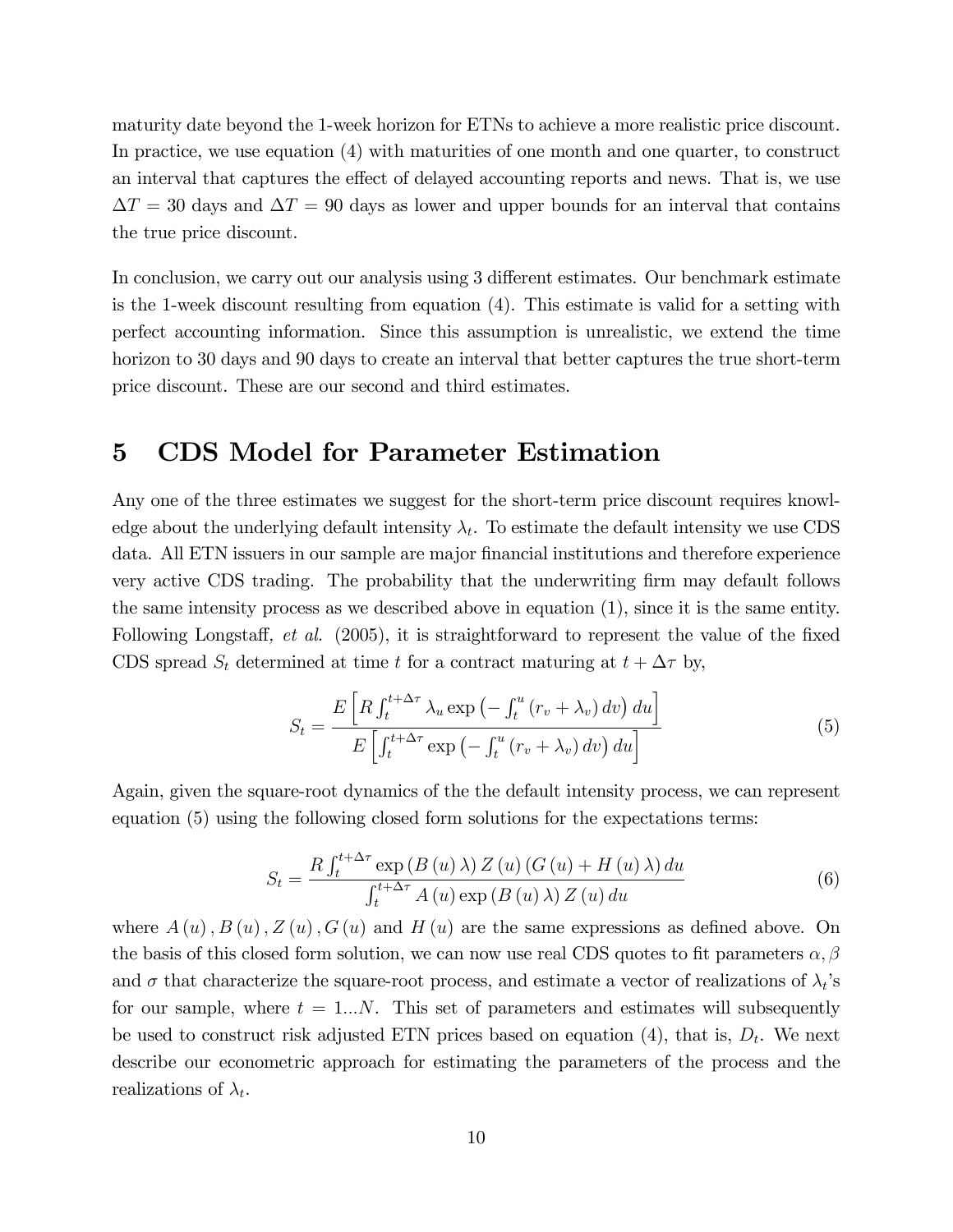maturity date beyond the 1-week horizon for ETNs to achieve a more realistic price discount. In practice, we use equation (4) with maturities of one month and one quarter, to construct an interval that captures the effect of delayed accounting reports and news. That is, we use $\Delta T = 30$ days and $\Delta T = 90$ days as lower and upper bounds for an interval that contains the true price discount.

In conclusion, we carry out our analysis using 3 different estimates. Our benchmark estimate is the 1-week discount resulting from equation (4). This estimate is valid for a setting with perfect accounting information. Since this assumption is unrealistic, we extend the time horizon to 30 days and 90 days to create an interval that better captures the true short-term price discount. These are our second and third estimates.

# 5 CDS Model for Parameter Estimation

Any one of the three estimates we suggest for the short-term price discount requires knowledge about the underlying default intensity $\lambda_t$. To estimate the default intensity we use CDS data. All ETN issuers in our sample are major financial institutions and therefore experience very active CDS trading. The probability that the underwriting firm may default follows the same intensity process as we described above in equation (1), since it is the same entity. Following Longstaff, *et al.* (2005), it is straightforward to represent the value of the fixed CDS spread $S_t$ determined at time $t$ for a contract maturing at $t + \Delta\tau$ by,

$$S_t = \frac{E\left[R\int_t^{t+\Delta\tau} \lambda_u \exp\left(-\int_t^u (r_v + \lambda_v)\, dv\right) du\right]}{E\left[\int_t^{t+\Delta\tau} \exp\left(-\int_t^u (r_v + \lambda_v)\, dv\right) du\right]} \tag{5}$$

Again, given the square-root dynamics of the the default intensity process, we can represent equation (5) using the following closed form solutions for the expectations terms:

$$S_t = \frac{R\int_t^{t+\Delta\tau} \exp\left(B(u)\,\lambda\right) Z(u) \left(G(u) + H(u)\,\lambda\right) du}{\int_t^{t+\Delta\tau} A(u) \exp\left(B(u)\,\lambda\right) Z(u)\, du} \tag{6}$$

where $A(u), B(u), Z(u), G(u)$ and $H(u)$ are the same expressions as defined above. On the basis of this closed form solution, we can now use real CDS quotes to fit parameters $\alpha, \beta$ and $\sigma$ that characterize the square-root process, and estimate a vector of realizations of $\lambda_t$'s for our sample, where $t = 1...N$. This set of parameters and estimates will subsequently be used to construct risk adjusted ETN prices based on equation (4), that is, $D_t$. We next describe our econometric approach for estimating the parameters of the process and the realizations of $\lambda_t$.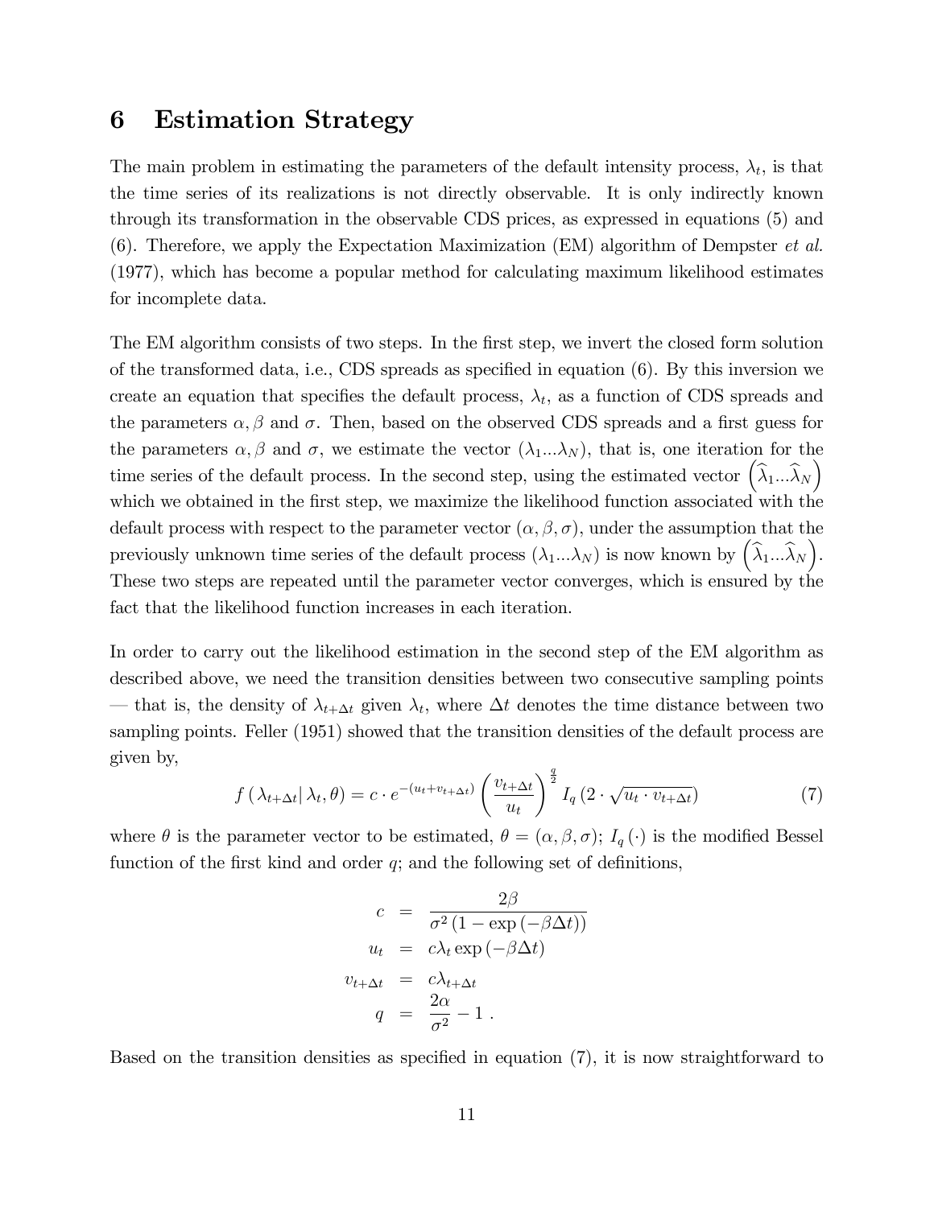# 6 Estimation Strategy

The main problem in estimating the parameters of the default intensity process, $\lambda_t$, is that the time series of its realizations is not directly observable. It is only indirectly known through its transformation in the observable CDS prices, as expressed in equations (5) and (6). Therefore, we apply the Expectation Maximization (EM) algorithm of Dempster *et al.* (1977), which has become a popular method for calculating maximum likelihood estimates for incomplete data.

The EM algorithm consists of two steps. In the first step, we invert the closed form solution of the transformed data, i.e., CDS spreads as specified in equation (6). By this inversion we create an equation that specifies the default process, $\lambda_t$, as a function of CDS spreads and the parameters $\alpha, \beta$ and $\sigma$. Then, based on the observed CDS spreads and a first guess for the parameters $\alpha, \beta$ and $\sigma$, we estimate the vector $(\lambda_1 ... \lambda_N)$, that is, one iteration for the time series of the default process. In the second step, using the estimated vector $\left(\widehat{\lambda}_1 ... \widehat{\lambda}_N\right)$ which we obtained in the first step, we maximize the likelihood function associated with the default process with respect to the parameter vector $(\alpha, \beta, \sigma)$, under the assumption that the previously unknown time series of the default process $(\lambda_1 ... \lambda_N)$ is now known by $\left(\widehat{\lambda}_1 ... \widehat{\lambda}_N\right)$. These two steps are repeated until the parameter vector converges, which is ensured by the fact that the likelihood function increases in each iteration.

In order to carry out the likelihood estimation in the second step of the EM algorithm as described above, we need the transition densities between two consecutive sampling points — that is, the density of $\lambda_{t+\Delta t}$ given $\lambda_t$, where $\Delta t$ denotes the time distance between two sampling points. Feller (1951) showed that the transition densities of the default process are given by,

$$f\left(\lambda_{t+\Delta t} \middle| \lambda_t, \theta\right) = c \cdot e^{-(u_t + v_{t+\Delta t})} \left(\frac{v_{t+\Delta t}}{u_t}\right)^{\frac{q}{2}} I_q \left(2 \cdot \sqrt{u_t \cdot v_{t+\Delta t}}\right) \tag{7}$$

where $\theta$ is the parameter vector to be estimated, $\theta = (\alpha, \beta, \sigma)$; $I_q(\cdot)$ is the modified Bessel function of the first kind and order $q$; and the following set of definitions,

$$\begin{aligned}
c &= \frac{2\beta}{\sigma^2 \left(1 - \exp\left(-\beta \Delta t\right)\right)} \\
u_t &= c \lambda_t \exp\left(-\beta \Delta t\right) \\
v_{t+\Delta t} &= c \lambda_{t+\Delta t} \\
q &= \frac{2\alpha}{\sigma^2} - 1 \; .
\end{aligned}$$

Based on the transition densities as specified in equation (7), it is now straightforward to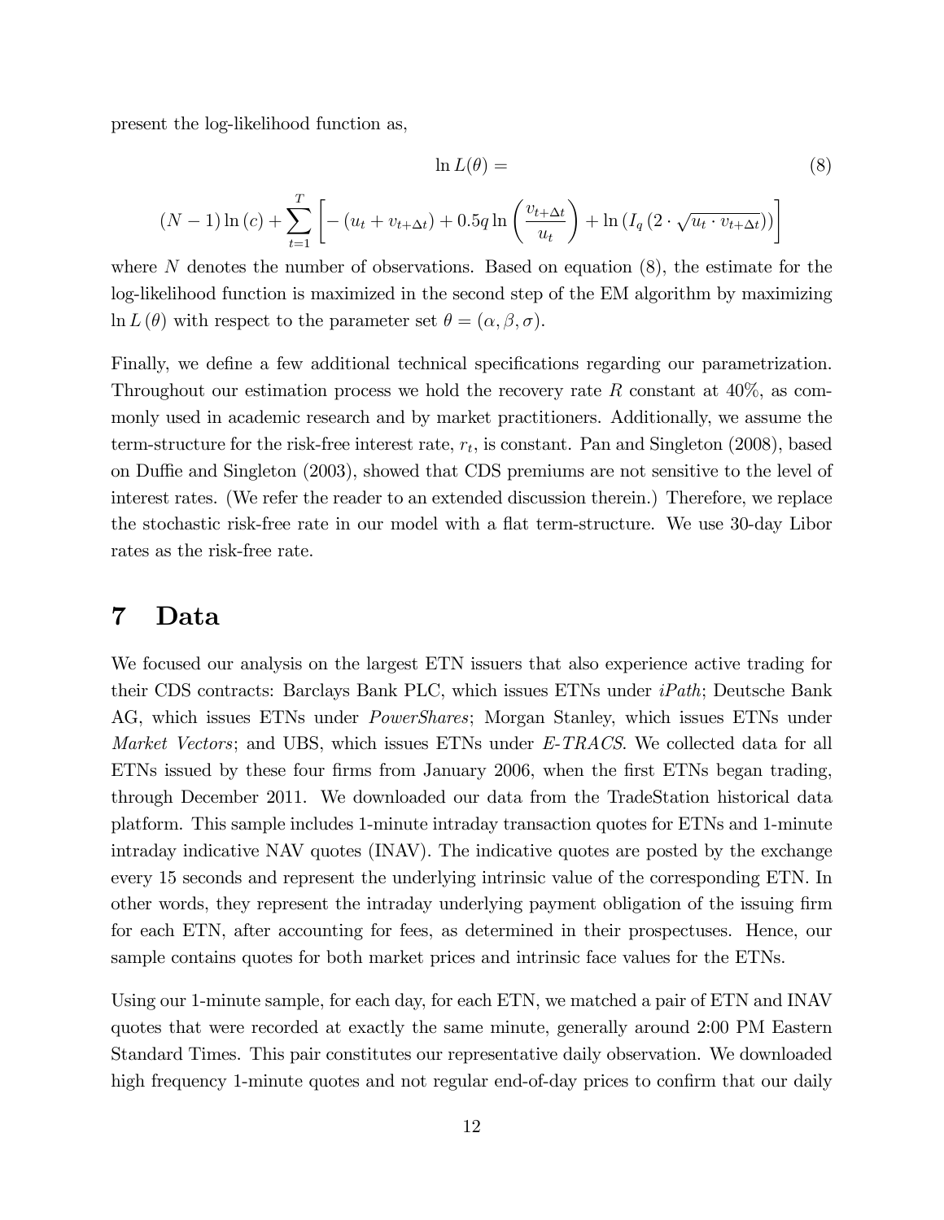present the log-likelihood function as,

$$\ln L(\theta) = \tag{8}$$

$$(N-1)\ln(c) + \sum_{t=1}^{T}\left[-\left(u_t + v_{t+\Delta t}\right) + 0.5q\ln\left(\frac{v_{t+\Delta t}}{u_t}\right) + \ln\left(I_q\left(2\cdot\sqrt{u_t \cdot v_{t+\Delta t}}\right)\right)\right]$$

where $N$ denotes the number of observations. Based on equation (8), the estimate for the log-likelihood function is maximized in the second step of the EM algorithm by maximizing $\ln L(\theta)$ with respect to the parameter set $\theta = (\alpha, \beta, \sigma)$.

Finally, we define a few additional technical specifications regarding our parametrization. Throughout our estimation process we hold the recovery rate $R$ constant at 40%, as commonly used in academic research and by market practitioners. Additionally, we assume the term-structure for the risk-free interest rate, $r_t$, is constant. Pan and Singleton (2008), based on Duffie and Singleton (2003), showed that CDS premiums are not sensitive to the level of interest rates. (We refer the reader to an extended discussion therein.) Therefore, we replace the stochastic risk-free rate in our model with a flat term-structure. We use 30-day Libor rates as the risk-free rate.

# 7 Data

We focused our analysis on the largest ETN issuers that also experience active trading for their CDS contracts: Barclays Bank PLC, which issues ETNs under *iPath*; Deutsche Bank AG, which issues ETNs under *PowerShares*; Morgan Stanley, which issues ETNs under *Market Vectors*; and UBS, which issues ETNs under *E-TRACS*. We collected data for all ETNs issued by these four firms from January 2006, when the first ETNs began trading, through December 2011. We downloaded our data from the TradeStation historical data platform. This sample includes 1-minute intraday transaction quotes for ETNs and 1-minute intraday indicative NAV quotes (INAV). The indicative quotes are posted by the exchange every 15 seconds and represent the underlying intrinsic value of the corresponding ETN. In other words, they represent the intraday underlying payment obligation of the issuing firm for each ETN, after accounting for fees, as determined in their prospectuses. Hence, our sample contains quotes for both market prices and intrinsic face values for the ETNs.

Using our 1-minute sample, for each day, for each ETN, we matched a pair of ETN and INAV quotes that were recorded at exactly the same minute, generally around 2:00 PM Eastern Standard Times. This pair constitutes our representative daily observation. We downloaded high frequency 1-minute quotes and not regular end-of-day prices to confirm that our daily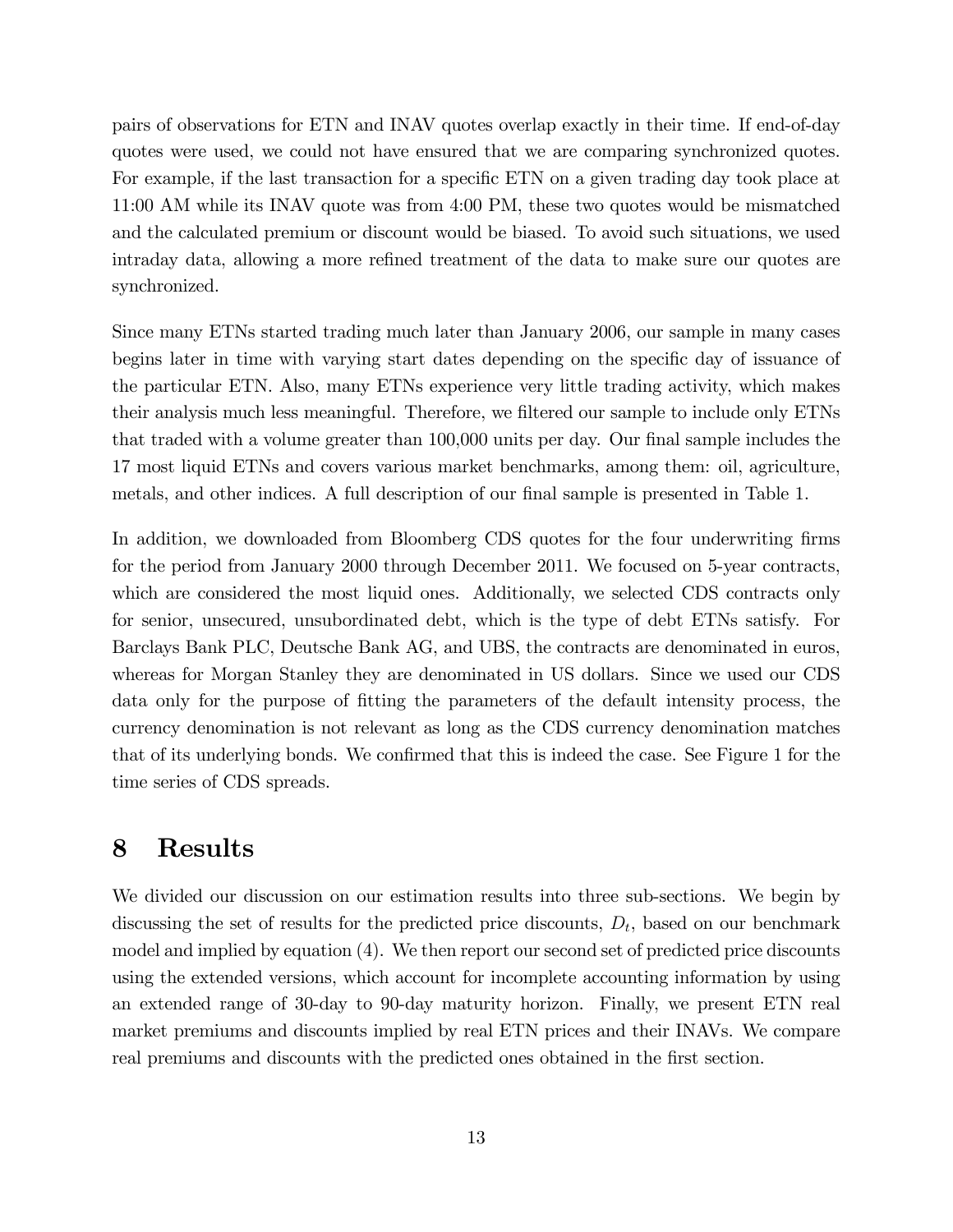pairs of observations for ETN and INAV quotes overlap exactly in their time. If end-of-day quotes were used, we could not have ensured that we are comparing synchronized quotes. For example, if the last transaction for a specific ETN on a given trading day took place at 11:00 AM while its INAV quote was from 4:00 PM, these two quotes would be mismatched and the calculated premium or discount would be biased. To avoid such situations, we used intraday data, allowing a more refined treatment of the data to make sure our quotes are synchronized.

Since many ETNs started trading much later than January 2006, our sample in many cases begins later in time with varying start dates depending on the specific day of issuance of the particular ETN. Also, many ETNs experience very little trading activity, which makes their analysis much less meaningful. Therefore, we filtered our sample to include only ETNs that traded with a volume greater than 100,000 units per day. Our final sample includes the 17 most liquid ETNs and covers various market benchmarks, among them: oil, agriculture, metals, and other indices. A full description of our final sample is presented in Table 1.

In addition, we downloaded from Bloomberg CDS quotes for the four underwriting firms for the period from January 2000 through December 2011. We focused on 5-year contracts, which are considered the most liquid ones. Additionally, we selected CDS contracts only for senior, unsecured, unsubordinated debt, which is the type of debt ETNs satisfy. For Barclays Bank PLC, Deutsche Bank AG, and UBS, the contracts are denominated in euros, whereas for Morgan Stanley they are denominated in US dollars. Since we used our CDS data only for the purpose of fitting the parameters of the default intensity process, the currency denomination is not relevant as long as the CDS currency denomination matches that of its underlying bonds. We confirmed that this is indeed the case. See Figure 1 for the time series of CDS spreads.

# 8 Results

We divided our discussion on our estimation results into three sub-sections. We begin by discussing the set of results for the predicted price discounts, $D_t$, based on our benchmark model and implied by equation (4). We then report our second set of predicted price discounts using the extended versions, which account for incomplete accounting information by using an extended range of 30-day to 90-day maturity horizon. Finally, we present ETN real market premiums and discounts implied by real ETN prices and their INAVs. We compare real premiums and discounts with the predicted ones obtained in the first section.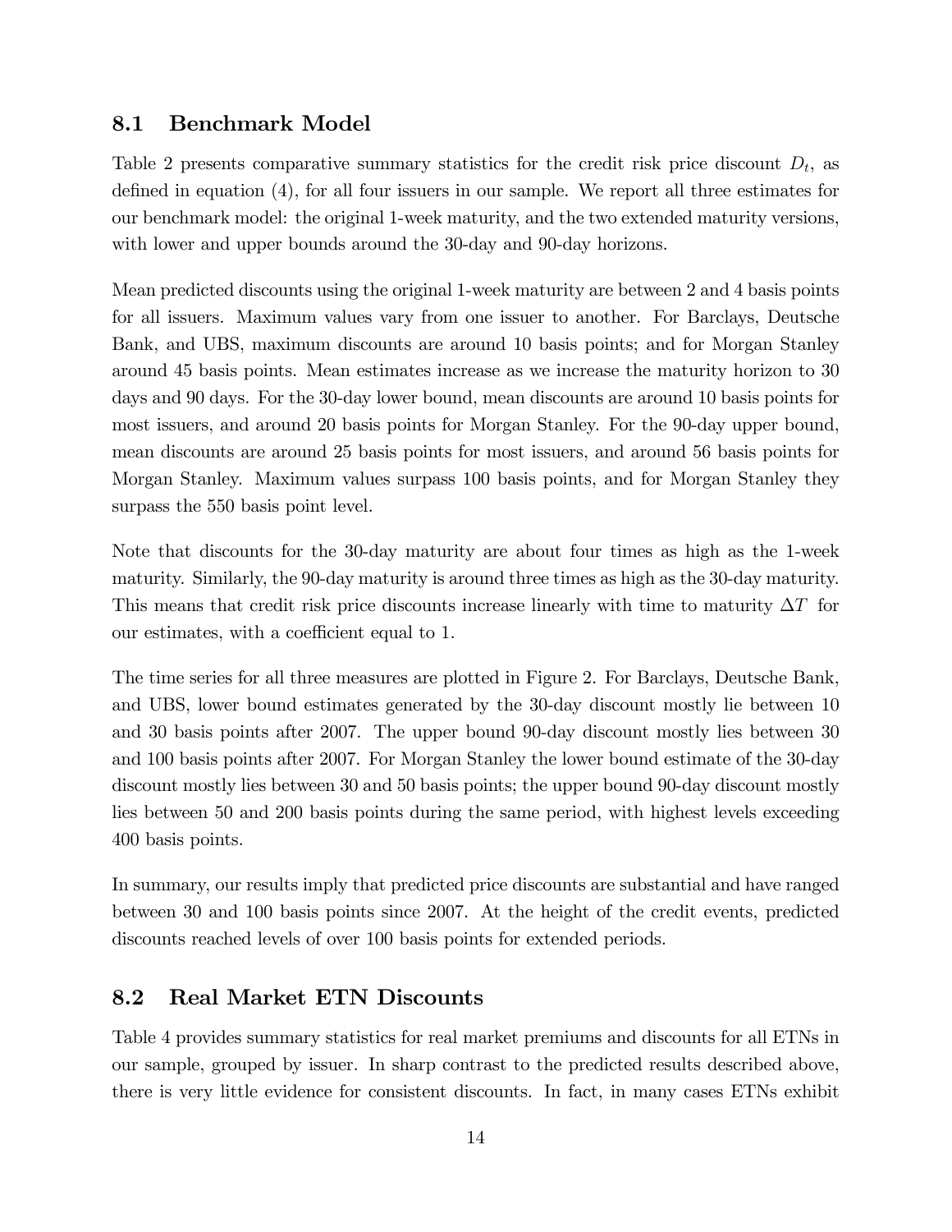## 8.1 Benchmark Model

Table 2 presents comparative summary statistics for the credit risk price discount $D_t$, as defined in equation (4), for all four issuers in our sample. We report all three estimates for our benchmark model: the original 1-week maturity, and the two extended maturity versions, with lower and upper bounds around the 30-day and 90-day horizons.

Mean predicted discounts using the original 1-week maturity are between 2 and 4 basis points for all issuers. Maximum values vary from one issuer to another. For Barclays, Deutsche Bank, and UBS, maximum discounts are around 10 basis points; and for Morgan Stanley around 45 basis points. Mean estimates increase as we increase the maturity horizon to 30 days and 90 days. For the 30-day lower bound, mean discounts are around 10 basis points for most issuers, and around 20 basis points for Morgan Stanley. For the 90-day upper bound, mean discounts are around 25 basis points for most issuers, and around 56 basis points for Morgan Stanley. Maximum values surpass 100 basis points, and for Morgan Stanley they surpass the 550 basis point level.

Note that discounts for the 30-day maturity are about four times as high as the 1-week maturity. Similarly, the 90-day maturity is around three times as high as the 30-day maturity. This means that credit risk price discounts increase linearly with time to maturity $\Delta T$ for our estimates, with a coefficient equal to 1.

The time series for all three measures are plotted in Figure 2. For Barclays, Deutsche Bank, and UBS, lower bound estimates generated by the 30-day discount mostly lie between 10 and 30 basis points after 2007. The upper bound 90-day discount mostly lies between 30 and 100 basis points after 2007. For Morgan Stanley the lower bound estimate of the 30-day discount mostly lies between 30 and 50 basis points; the upper bound 90-day discount mostly lies between 50 and 200 basis points during the same period, with highest levels exceeding 400 basis points.

In summary, our results imply that predicted price discounts are substantial and have ranged between 30 and 100 basis points since 2007. At the height of the credit events, predicted discounts reached levels of over 100 basis points for extended periods.

## 8.2 Real Market ETN Discounts

Table 4 provides summary statistics for real market premiums and discounts for all ETNs in our sample, grouped by issuer. In sharp contrast to the predicted results described above, there is very little evidence for consistent discounts. In fact, in many cases ETNs exhibit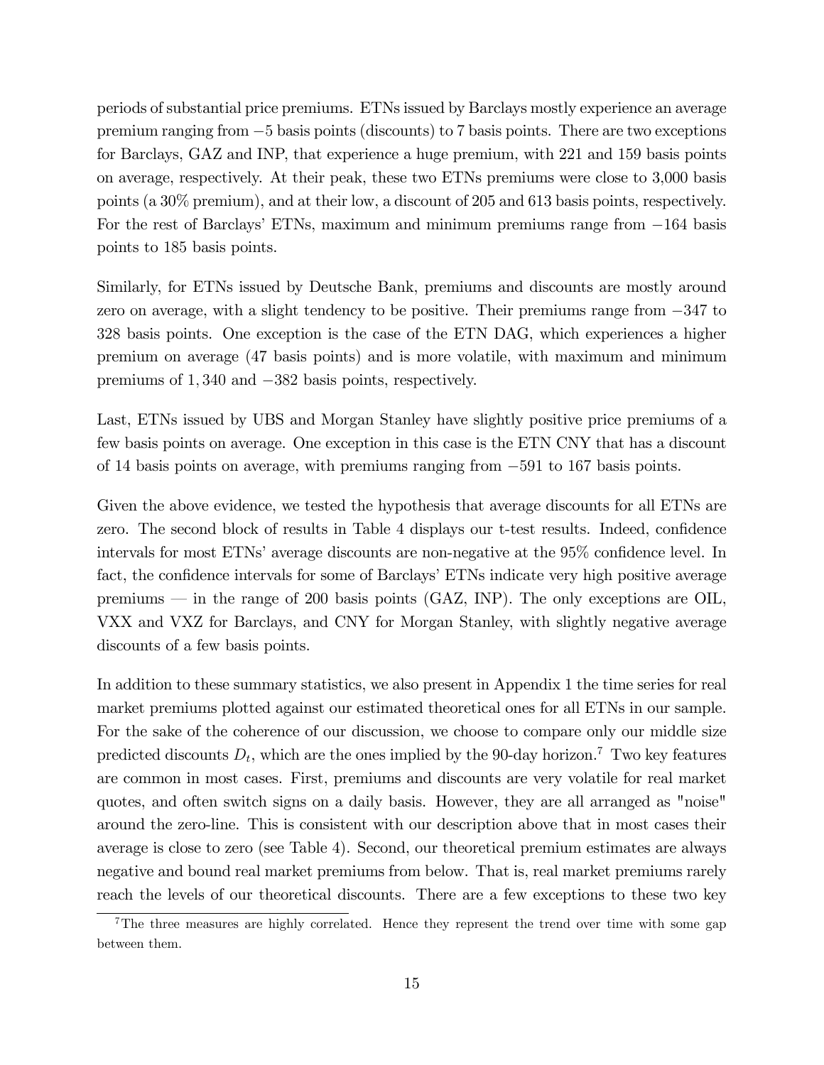periods of substantial price premiums. ETNs issued by Barclays mostly experience an average premium ranging from $-5$ basis points (discounts) to 7 basis points. There are two exceptions for Barclays, GAZ and INP, that experience a huge premium, with 221 and 159 basis points on average, respectively. At their peak, these two ETNs premiums were close to 3,000 basis points (a 30% premium), and at their low, a discount of 205 and 613 basis points, respectively. For the rest of Barclays' ETNs, maximum and minimum premiums range from $-164$ basis points to 185 basis points.

Similarly, for ETNs issued by Deutsche Bank, premiums and discounts are mostly around zero on average, with a slight tendency to be positive. Their premiums range from $-347$ to 328 basis points. One exception is the case of the ETN DAG, which experiences a higher premium on average (47 basis points) and is more volatile, with maximum and minimum premiums of $1,340$ and $-382$ basis points, respectively.

Last, ETNs issued by UBS and Morgan Stanley have slightly positive price premiums of a few basis points on average. One exception in this case is the ETN CNY that has a discount of 14 basis points on average, with premiums ranging from $-591$ to 167 basis points.

Given the above evidence, we tested the hypothesis that average discounts for all ETNs are zero. The second block of results in Table 4 displays our t-test results. Indeed, confidence intervals for most ETNs' average discounts are non-negative at the 95% confidence level. In fact, the confidence intervals for some of Barclays' ETNs indicate very high positive average premiums — in the range of 200 basis points (GAZ, INP). The only exceptions are OIL, VXX and VXZ for Barclays, and CNY for Morgan Stanley, with slightly negative average discounts of a few basis points.

In addition to these summary statistics, we also present in Appendix 1 the time series for real market premiums plotted against our estimated theoretical ones for all ETNs in our sample. For the sake of the coherence of our discussion, we choose to compare only our middle size predicted discounts $D_t$, which are the ones implied by the 90-day horizon.[7] Two key features are common in most cases. First, premiums and discounts are very volatile for real market quotes, and often switch signs on a daily basis. However, they are all arranged as "noise" around the zero-line. This is consistent with our description above that in most cases their average is close to zero (see Table 4). Second, our theoretical premium estimates are always negative and bound real market premiums from below. That is, real market premiums rarely reach the levels of our theoretical discounts. There are a few exceptions to these two key

[7] The three measures are highly correlated. Hence they represent the trend over time with some gap between them.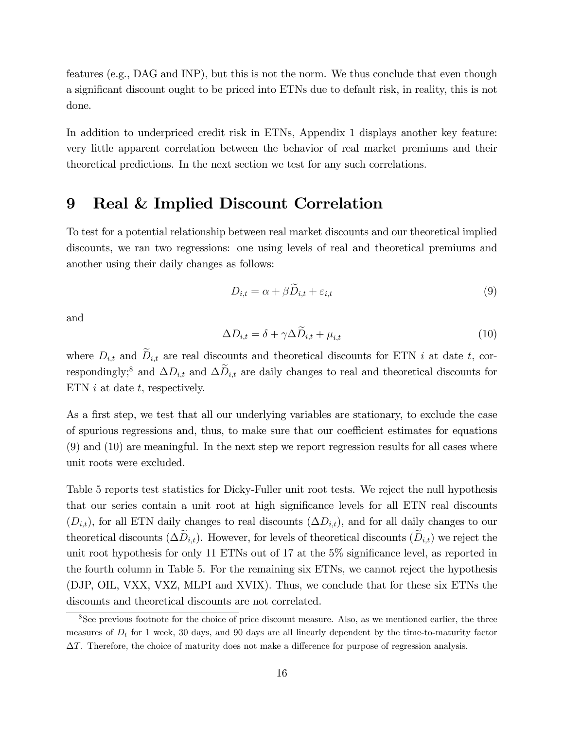features (e.g., DAG and INP), but this is not the norm. We thus conclude that even though a significant discount ought to be priced into ETNs due to default risk, in reality, this is not done.

In addition to underpriced credit risk in ETNs, Appendix 1 displays another key feature: very little apparent correlation between the behavior of real market premiums and their theoretical predictions. In the next section we test for any such correlations.

# 9 Real & Implied Discount Correlation

To test for a potential relationship between real market discounts and our theoretical implied discounts, we ran two regressions: one using levels of real and theoretical premiums and another using their daily changes as follows:

$$D_{i,t} = \alpha + \beta \widetilde{D}_{i,t} + \varepsilon_{i,t} \tag{9}$$

and

$$\Delta D_{i,t} = \delta + \gamma \Delta \widetilde{D}_{i,t} + \mu_{i,t} \tag{10}$$

where $D_{i,t}$ and $\widetilde{D}_{i,t}$ are real discounts and theoretical discounts for ETN $i$ at date $t$, correspondingly;[8] and $\Delta D_{i,t}$ and $\Delta \widetilde{D}_{i,t}$ are daily changes to real and theoretical discounts for ETN $i$ at date $t$, respectively.

As a first step, we test that all our underlying variables are stationary, to exclude the case of spurious regressions and, thus, to make sure that our coefficient estimates for equations (9) and (10) are meaningful. In the next step we report regression results for all cases where unit roots were excluded.

Table 5 reports test statistics for Dicky-Fuller unit root tests. We reject the null hypothesis that our series contain a unit root at high significance levels for all ETN real discounts ($D_{i,t}$), for all ETN daily changes to real discounts ($\Delta D_{i,t}$), and for all daily changes to our theoretical discounts ($\Delta \widetilde{D}_{i,t}$). However, for levels of theoretical discounts ($\widetilde{D}_{i,t}$) we reject the unit root hypothesis for only 11 ETNs out of 17 at the 5% significance level, as reported in the fourth column in Table 5. For the remaining six ETNs, we cannot reject the hypothesis (DJP, OIL, VXX, VXZ, MLPI and XVIX). Thus, we conclude that for these six ETNs the discounts and theoretical discounts are not correlated.

[8] See previous footnote for the choice of price discount measure. Also, as we mentioned earlier, the three measures of $D_t$ for 1 week, 30 days, and 90 days are all linearly dependent by the time-to-maturity factor $\Delta T$. Therefore, the choice of maturity does not make a difference for purpose of regression analysis.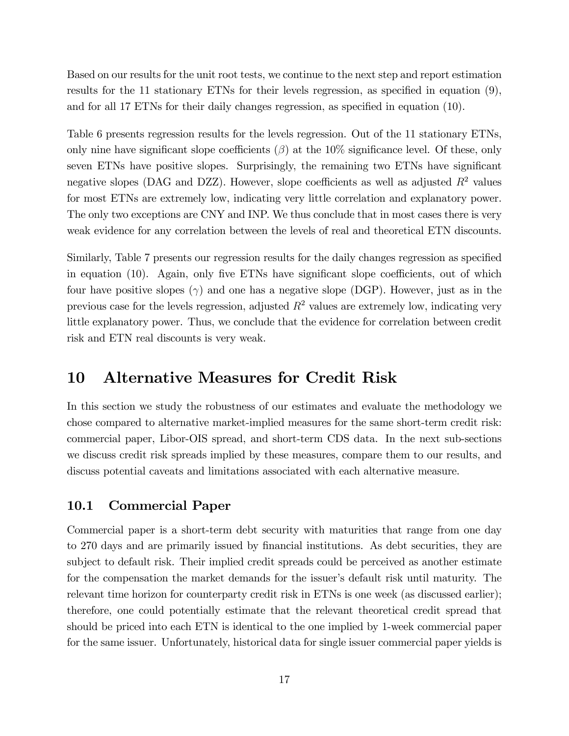Based on our results for the unit root tests, we continue to the next step and report estimation results for the 11 stationary ETNs for their levels regression, as specified in equation (9), and for all 17 ETNs for their daily changes regression, as specified in equation (10).

Table 6 presents regression results for the levels regression. Out of the 11 stationary ETNs, only nine have significant slope coefficients ($\beta$) at the 10% significance level. Of these, only seven ETNs have positive slopes. Surprisingly, the remaining two ETNs have significant negative slopes (DAG and DZZ). However, slope coefficients as well as adjusted $R^2$ values for most ETNs are extremely low, indicating very little correlation and explanatory power. The only two exceptions are CNY and INP. We thus conclude that in most cases there is very weak evidence for any correlation between the levels of real and theoretical ETN discounts.

Similarly, Table 7 presents our regression results for the daily changes regression as specified in equation (10). Again, only five ETNs have significant slope coefficients, out of which four have positive slopes ($\gamma$) and one has a negative slope (DGP). However, just as in the previous case for the levels regression, adjusted $R^2$ values are extremely low, indicating very little explanatory power. Thus, we conclude that the evidence for correlation between credit risk and ETN real discounts is very weak.

# 10 Alternative Measures for Credit Risk

In this section we study the robustness of our estimates and evaluate the methodology we chose compared to alternative market-implied measures for the same short-term credit risk: commercial paper, Libor-OIS spread, and short-term CDS data. In the next sub-sections we discuss credit risk spreads implied by these measures, compare them to our results, and discuss potential caveats and limitations associated with each alternative measure.

## 10.1 Commercial Paper

Commercial paper is a short-term debt security with maturities that range from one day to 270 days and are primarily issued by financial institutions. As debt securities, they are subject to default risk. Their implied credit spreads could be perceived as another estimate for the compensation the market demands for the issuer's default risk until maturity. The relevant time horizon for counterparty credit risk in ETNs is one week (as discussed earlier); therefore, one could potentially estimate that the relevant theoretical credit spread that should be priced into each ETN is identical to the one implied by 1-week commercial paper for the same issuer. Unfortunately, historical data for single issuer commercial paper yields is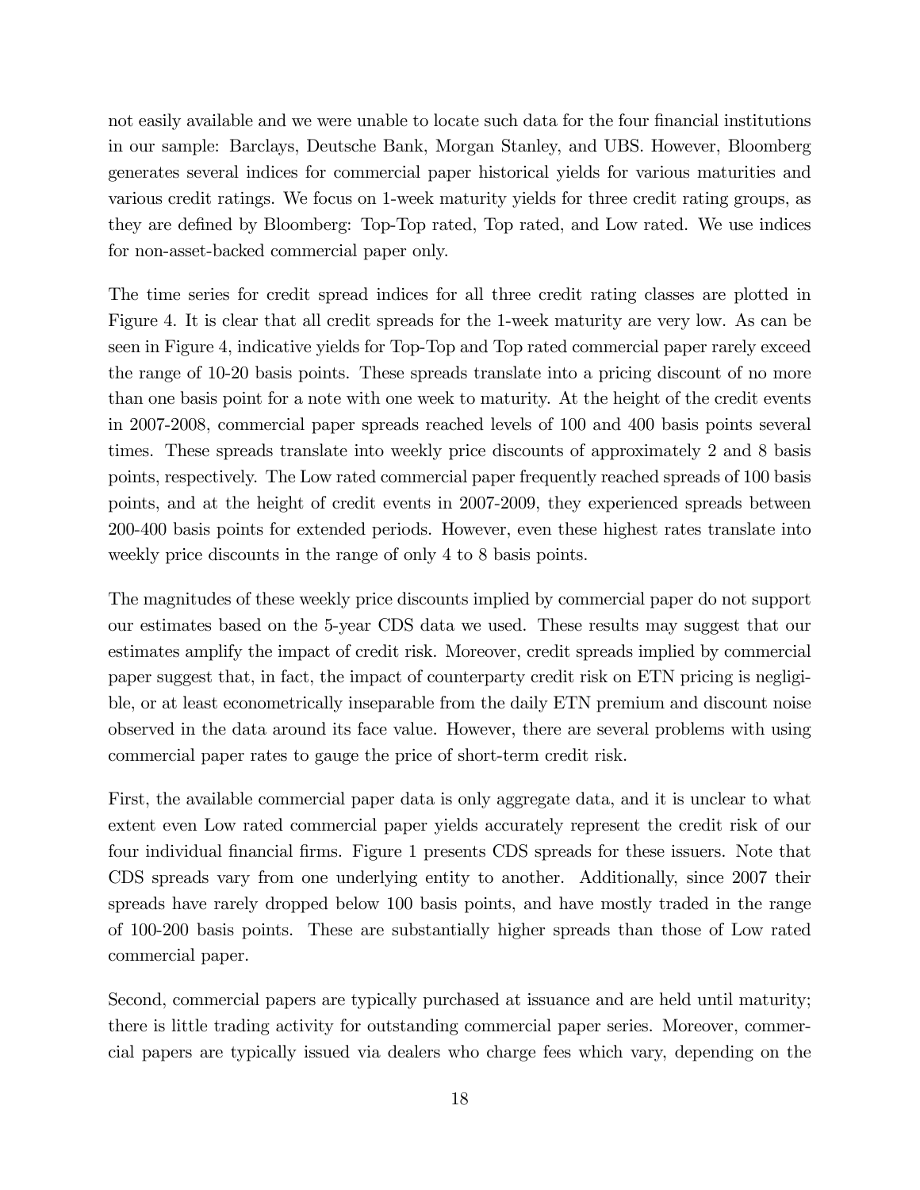not easily available and we were unable to locate such data for the four financial institutions in our sample: Barclays, Deutsche Bank, Morgan Stanley, and UBS. However, Bloomberg generates several indices for commercial paper historical yields for various maturities and various credit ratings. We focus on 1-week maturity yields for three credit rating groups, as they are defined by Bloomberg: Top-Top rated, Top rated, and Low rated. We use indices for non-asset-backed commercial paper only.

The time series for credit spread indices for all three credit rating classes are plotted in Figure 4. It is clear that all credit spreads for the 1-week maturity are very low. As can be seen in Figure 4, indicative yields for Top-Top and Top rated commercial paper rarely exceed the range of 10-20 basis points. These spreads translate into a pricing discount of no more than one basis point for a note with one week to maturity. At the height of the credit events in 2007-2008, commercial paper spreads reached levels of 100 and 400 basis points several times. These spreads translate into weekly price discounts of approximately 2 and 8 basis points, respectively. The Low rated commercial paper frequently reached spreads of 100 basis points, and at the height of credit events in 2007-2009, they experienced spreads between 200-400 basis points for extended periods. However, even these highest rates translate into weekly price discounts in the range of only 4 to 8 basis points.

The magnitudes of these weekly price discounts implied by commercial paper do not support our estimates based on the 5-year CDS data we used. These results may suggest that our estimates amplify the impact of credit risk. Moreover, credit spreads implied by commercial paper suggest that, in fact, the impact of counterparty credit risk on ETN pricing is negligible, or at least econometrically inseparable from the daily ETN premium and discount noise observed in the data around its face value. However, there are several problems with using commercial paper rates to gauge the price of short-term credit risk.

First, the available commercial paper data is only aggregate data, and it is unclear to what extent even Low rated commercial paper yields accurately represent the credit risk of our four individual financial firms. Figure 1 presents CDS spreads for these issuers. Note that CDS spreads vary from one underlying entity to another. Additionally, since 2007 their spreads have rarely dropped below 100 basis points, and have mostly traded in the range of 100-200 basis points. These are substantially higher spreads than those of Low rated commercial paper.

Second, commercial papers are typically purchased at issuance and are held until maturity; there is little trading activity for outstanding commercial paper series. Moreover, commercial papers are typically issued via dealers who charge fees which vary, depending on the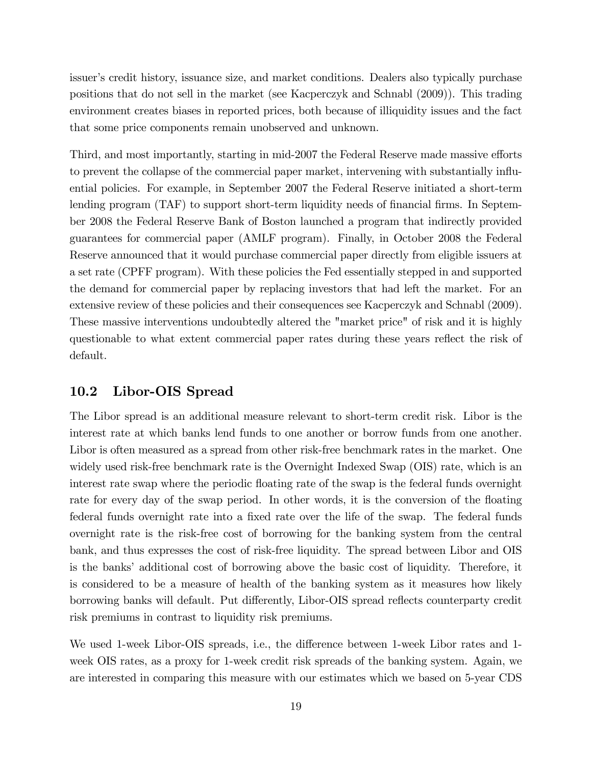issuer's credit history, issuance size, and market conditions. Dealers also typically purchase positions that do not sell in the market (see Kacperczyk and Schnabl (2009)). This trading environment creates biases in reported prices, both because of illiquidity issues and the fact that some price components remain unobserved and unknown.

Third, and most importantly, starting in mid-2007 the Federal Reserve made massive efforts to prevent the collapse of the commercial paper market, intervening with substantially influential policies. For example, in September 2007 the Federal Reserve initiated a short-term lending program (TAF) to support short-term liquidity needs of financial firms. In September 2008 the Federal Reserve Bank of Boston launched a program that indirectly provided guarantees for commercial paper (AMLF program). Finally, in October 2008 the Federal Reserve announced that it would purchase commercial paper directly from eligible issuers at a set rate (CPFF program). With these policies the Fed essentially stepped in and supported the demand for commercial paper by replacing investors that had left the market. For an extensive review of these policies and their consequences see Kacperczyk and Schnabl (2009). These massive interventions undoubtedly altered the "market price" of risk and it is highly questionable to what extent commercial paper rates during these years reflect the risk of default.

## 10.2 Libor-OIS Spread

The Libor spread is an additional measure relevant to short-term credit risk. Libor is the interest rate at which banks lend funds to one another or borrow funds from one another. Libor is often measured as a spread from other risk-free benchmark rates in the market. One widely used risk-free benchmark rate is the Overnight Indexed Swap (OIS) rate, which is an interest rate swap where the periodic floating rate of the swap is the federal funds overnight rate for every day of the swap period. In other words, it is the conversion of the floating federal funds overnight rate into a fixed rate over the life of the swap. The federal funds overnight rate is the risk-free cost of borrowing for the banking system from the central bank, and thus expresses the cost of risk-free liquidity. The spread between Libor and OIS is the banks' additional cost of borrowing above the basic cost of liquidity. Therefore, it is considered to be a measure of health of the banking system as it measures how likely borrowing banks will default. Put differently, Libor-OIS spread reflects counterparty credit risk premiums in contrast to liquidity risk premiums.

We used 1-week Libor-OIS spreads, i.e., the difference between 1-week Libor rates and 1-week OIS rates, as a proxy for 1-week credit risk spreads of the banking system. Again, we are interested in comparing this measure with our estimates which we based on 5-year CDS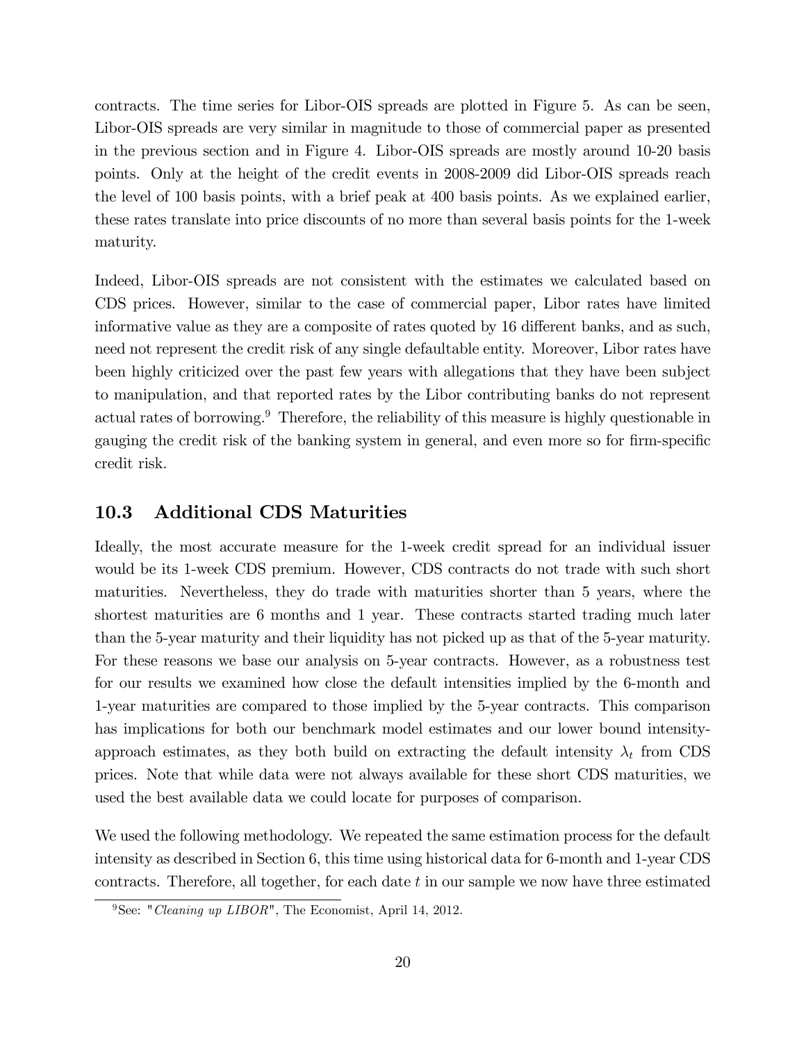contracts. The time series for Libor-OIS spreads are plotted in Figure 5. As can be seen, Libor-OIS spreads are very similar in magnitude to those of commercial paper as presented in the previous section and in Figure 4. Libor-OIS spreads are mostly around 10-20 basis points. Only at the height of the credit events in 2008-2009 did Libor-OIS spreads reach the level of 100 basis points, with a brief peak at 400 basis points. As we explained earlier, these rates translate into price discounts of no more than several basis points for the 1-week maturity.

Indeed, Libor-OIS spreads are not consistent with the estimates we calculated based on CDS prices. However, similar to the case of commercial paper, Libor rates have limited informative value as they are a composite of rates quoted by 16 different banks, and as such, need not represent the credit risk of any single defaultable entity. Moreover, Libor rates have been highly criticized over the past few years with allegations that they have been subject to manipulation, and that reported rates by the Libor contributing banks do not represent actual rates of borrowing.[9] Therefore, the reliability of this measure is highly questionable in gauging the credit risk of the banking system in general, and even more so for firm-specific credit risk.

## 10.3 Additional CDS Maturities

Ideally, the most accurate measure for the 1-week credit spread for an individual issuer would be its 1-week CDS premium. However, CDS contracts do not trade with such short maturities. Nevertheless, they do trade with maturities shorter than 5 years, where the shortest maturities are 6 months and 1 year. These contracts started trading much later than the 5-year maturity and their liquidity has not picked up as that of the 5-year maturity. For these reasons we base our analysis on 5-year contracts. However, as a robustness test for our results we examined how close the default intensities implied by the 6-month and 1-year maturities are compared to those implied by the 5-year contracts. This comparison has implications for both our benchmark model estimates and our lower bound intensity-approach estimates, as they both build on extracting the default intensity $\lambda_t$ from CDS prices. Note that while data were not always available for these short CDS maturities, we used the best available data we could locate for purposes of comparison.

We used the following methodology. We repeated the same estimation process for the default intensity as described in Section 6, this time using historical data for 6-month and 1-year CDS contracts. Therefore, all together, for each date $t$ in our sample we now have three estimated

[9] See: "*Cleaning up LIBOR*", The Economist, April 14, 2012.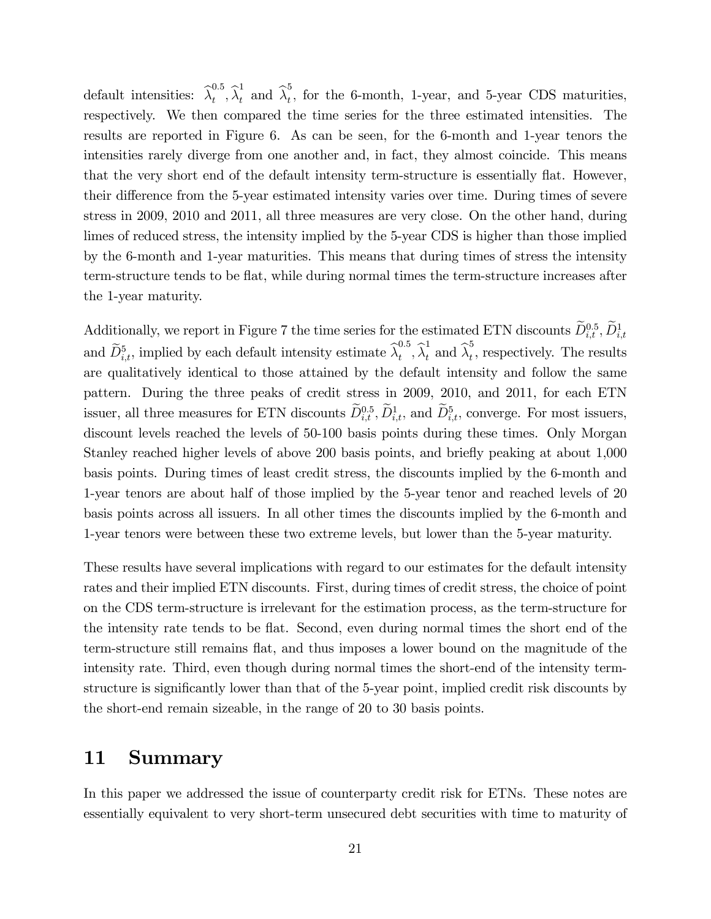default intensities: $\widehat{\lambda}_t^{0.5}, \widehat{\lambda}_t^1$ and $\widehat{\lambda}_t^5$, for the 6-month, 1-year, and 5-year CDS maturities, respectively. We then compared the time series for the three estimated intensities. The results are reported in Figure 6. As can be seen, for the 6-month and 1-year tenors the intensities rarely diverge from one another and, in fact, they almost coincide. This means that the very short end of the default intensity term-structure is essentially flat. However, their difference from the 5-year estimated intensity varies over time. During times of severe stress in 2009, 2010 and 2011, all three measures are very close. On the other hand, during limes of reduced stress, the intensity implied by the 5-year CDS is higher than those implied by the 6-month and 1-year maturities. This means that during times of stress the intensity term-structure tends to be flat, while during normal times the term-structure increases after the 1-year maturity.

Additionally, we report in Figure 7 the time series for the estimated ETN discounts $\widetilde{D}_{i,t}^{0.5}, \widetilde{D}_{i,t}^1$ and $\widetilde{D}_{i,t}^5$, implied by each default intensity estimate $\widehat{\lambda}_t^{0.5}, \widehat{\lambda}_t^1$ and $\widehat{\lambda}_t^5$, respectively. The results are qualitatively identical to those attained by the default intensity and follow the same pattern. During the three peaks of credit stress in 2009, 2010, and 2011, for each ETN issuer, all three measures for ETN discounts $\widetilde{D}_{i,t}^{0.5}, \widetilde{D}_{i,t}^1$, and $\widetilde{D}_{i,t}^5$, converge. For most issuers, discount levels reached the levels of 50-100 basis points during these times. Only Morgan Stanley reached higher levels of above 200 basis points, and briefly peaking at about 1,000 basis points. During times of least credit stress, the discounts implied by the 6-month and 1-year tenors are about half of those implied by the 5-year tenor and reached levels of 20 basis points across all issuers. In all other times the discounts implied by the 6-month and 1-year tenors were between these two extreme levels, but lower than the 5-year maturity.

These results have several implications with regard to our estimates for the default intensity rates and their implied ETN discounts. First, during times of credit stress, the choice of point on the CDS term-structure is irrelevant for the estimation process, as the term-structure for the intensity rate tends to be flat. Second, even during normal times the short end of the term-structure still remains flat, and thus imposes a lower bound on the magnitude of the intensity rate. Third, even though during normal times the short-end of the intensity term-structure is significantly lower than that of the 5-year point, implied credit risk discounts by the short-end remain sizeable, in the range of 20 to 30 basis points.

## 11 Summary

In this paper we addressed the issue of counterparty credit risk for ETNs. These notes are essentially equivalent to very short-term unsecured debt securities with time to maturity of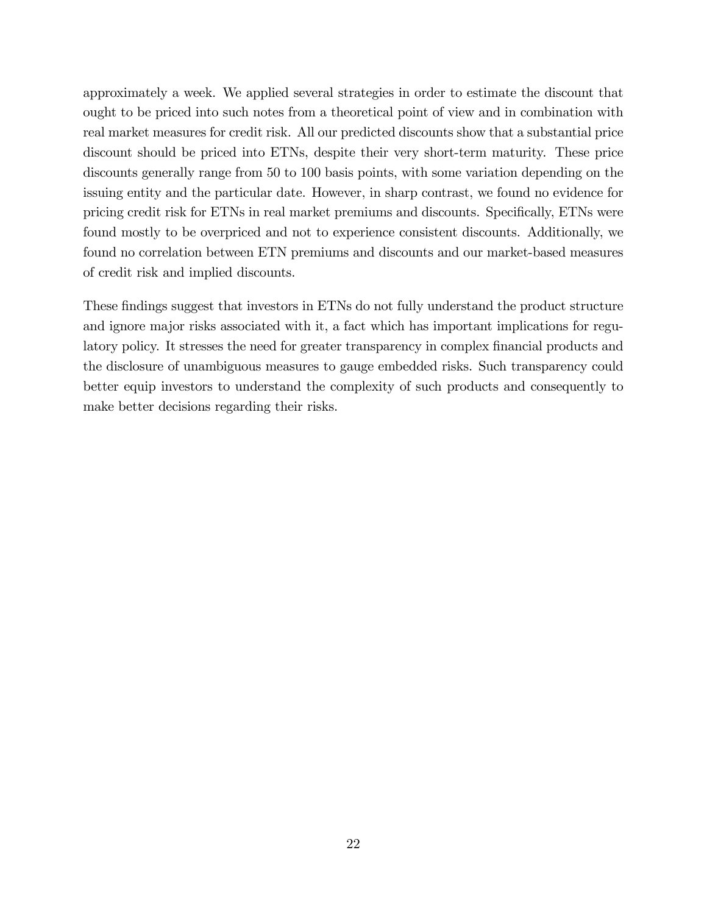approximately a week. We applied several strategies in order to estimate the discount that ought to be priced into such notes from a theoretical point of view and in combination with real market measures for credit risk. All our predicted discounts show that a substantial price discount should be priced into ETNs, despite their very short-term maturity. These price discounts generally range from 50 to 100 basis points, with some variation depending on the issuing entity and the particular date. However, in sharp contrast, we found no evidence for pricing credit risk for ETNs in real market premiums and discounts. Specifically, ETNs were found mostly to be overpriced and not to experience consistent discounts. Additionally, we found no correlation between ETN premiums and discounts and our market-based measures of credit risk and implied discounts.

These findings suggest that investors in ETNs do not fully understand the product structure and ignore major risks associated with it, a fact which has important implications for regulatory policy. It stresses the need for greater transparency in complex financial products and the disclosure of unambiguous measures to gauge embedded risks. Such transparency could better equip investors to understand the complexity of such products and consequently to make better decisions regarding their risks.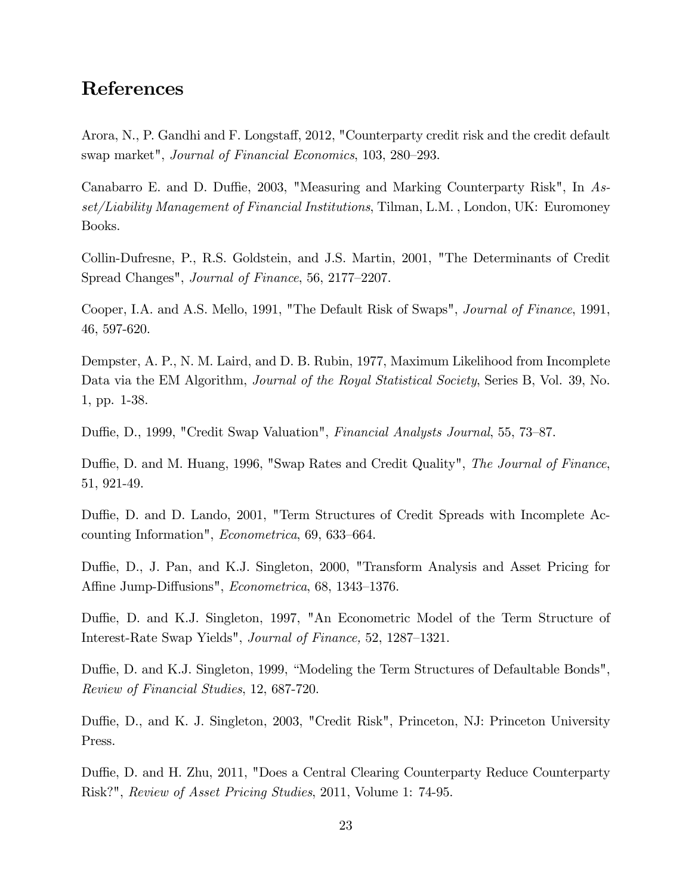## References

Arora, N., P. Gandhi and F. Longstaff, 2012, "Counterparty credit risk and the credit default swap market", *Journal of Financial Economics*, 103, 280–293.

Canabarro E. and D. Duffie, 2003, "Measuring and Marking Counterparty Risk", In *Asset/Liability Management of Financial Institutions*, Tilman, L.M. , London, UK: Euromoney Books.

Collin-Dufresne, P., R.S. Goldstein, and J.S. Martin, 2001, "The Determinants of Credit Spread Changes", *Journal of Finance*, 56, 2177–2207.

Cooper, I.A. and A.S. Mello, 1991, "The Default Risk of Swaps", *Journal of Finance*, 1991, 46, 597-620.

Dempster, A. P., N. M. Laird, and D. B. Rubin, 1977, Maximum Likelihood from Incomplete Data via the EM Algorithm, *Journal of the Royal Statistical Society*, Series B, Vol. 39, No. 1, pp. 1-38.

Duffie, D., 1999, "Credit Swap Valuation", *Financial Analysts Journal*, 55, 73–87.

Duffie, D. and M. Huang, 1996, "Swap Rates and Credit Quality", *The Journal of Finance*, 51, 921-49.

Duffie, D. and D. Lando, 2001, "Term Structures of Credit Spreads with Incomplete Accounting Information", *Econometrica*, 69, 633–664.

Duffie, D., J. Pan, and K.J. Singleton, 2000, "Transform Analysis and Asset Pricing for Affine Jump-Diffusions", *Econometrica*, 68, 1343–1376.

Duffie, D. and K.J. Singleton, 1997, "An Econometric Model of the Term Structure of Interest-Rate Swap Yields", *Journal of Finance,* 52, 1287–1321.

Duffie, D. and K.J. Singleton, 1999, "Modeling the Term Structures of Defaultable Bonds", *Review of Financial Studies*, 12, 687-720.

Duffie, D., and K. J. Singleton, 2003, "Credit Risk", Princeton, NJ: Princeton University Press.

Duffie, D. and H. Zhu, 2011, "Does a Central Clearing Counterparty Reduce Counterparty Risk?", *Review of Asset Pricing Studies*, 2011, Volume 1: 74-95.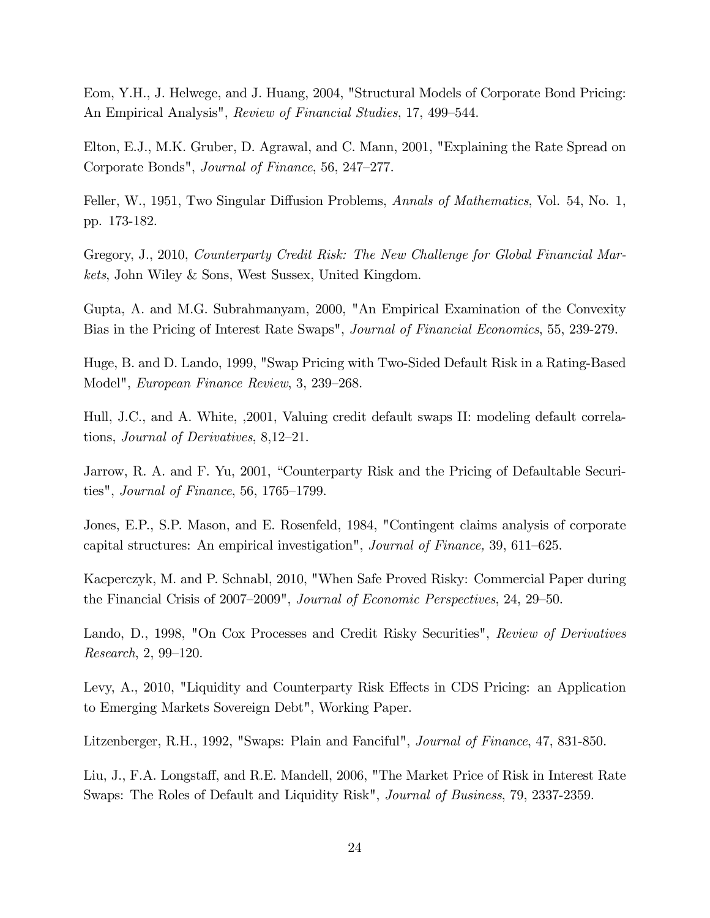Eom, Y.H., J. Helwege, and J. Huang, 2004, "Structural Models of Corporate Bond Pricing: An Empirical Analysis", *Review of Financial Studies*, 17, 499–544.

Elton, E.J., M.K. Gruber, D. Agrawal, and C. Mann, 2001, "Explaining the Rate Spread on Corporate Bonds", *Journal of Finance*, 56, 247–277.

Feller, W., 1951, Two Singular Diffusion Problems, *Annals of Mathematics*, Vol. 54, No. 1, pp. 173-182.

Gregory, J., 2010, *Counterparty Credit Risk: The New Challenge for Global Financial Markets*, John Wiley & Sons, West Sussex, United Kingdom.

Gupta, A. and M.G. Subrahmanyam, 2000, "An Empirical Examination of the Convexity Bias in the Pricing of Interest Rate Swaps", *Journal of Financial Economics*, 55, 239-279.

Huge, B. and D. Lando, 1999, "Swap Pricing with Two-Sided Default Risk in a Rating-Based Model", *European Finance Review*, 3, 239–268.

Hull, J.C., and A. White, ,2001, Valuing credit default swaps II: modeling default correlations, *Journal of Derivatives*, 8,12–21.

Jarrow, R. A. and F. Yu, 2001, "Counterparty Risk and the Pricing of Defaultable Securities", *Journal of Finance*, 56, 1765–1799.

Jones, E.P., S.P. Mason, and E. Rosenfeld, 1984, "Contingent claims analysis of corporate capital structures: An empirical investigation", *Journal of Finance,* 39, 611–625.

Kacperczyk, M. and P. Schnabl, 2010, "When Safe Proved Risky: Commercial Paper during the Financial Crisis of 2007–2009", *Journal of Economic Perspectives*, 24, 29–50.

Lando, D., 1998, "On Cox Processes and Credit Risky Securities", *Review of Derivatives Research*, 2, 99–120.

Levy, A., 2010, "Liquidity and Counterparty Risk Effects in CDS Pricing: an Application to Emerging Markets Sovereign Debt", Working Paper.

Litzenberger, R.H., 1992, "Swaps: Plain and Fanciful", *Journal of Finance*, 47, 831-850.

Liu, J., F.A. Longstaff, and R.E. Mandell, 2006, "The Market Price of Risk in Interest Rate Swaps: The Roles of Default and Liquidity Risk", *Journal of Business*, 79, 2337-2359.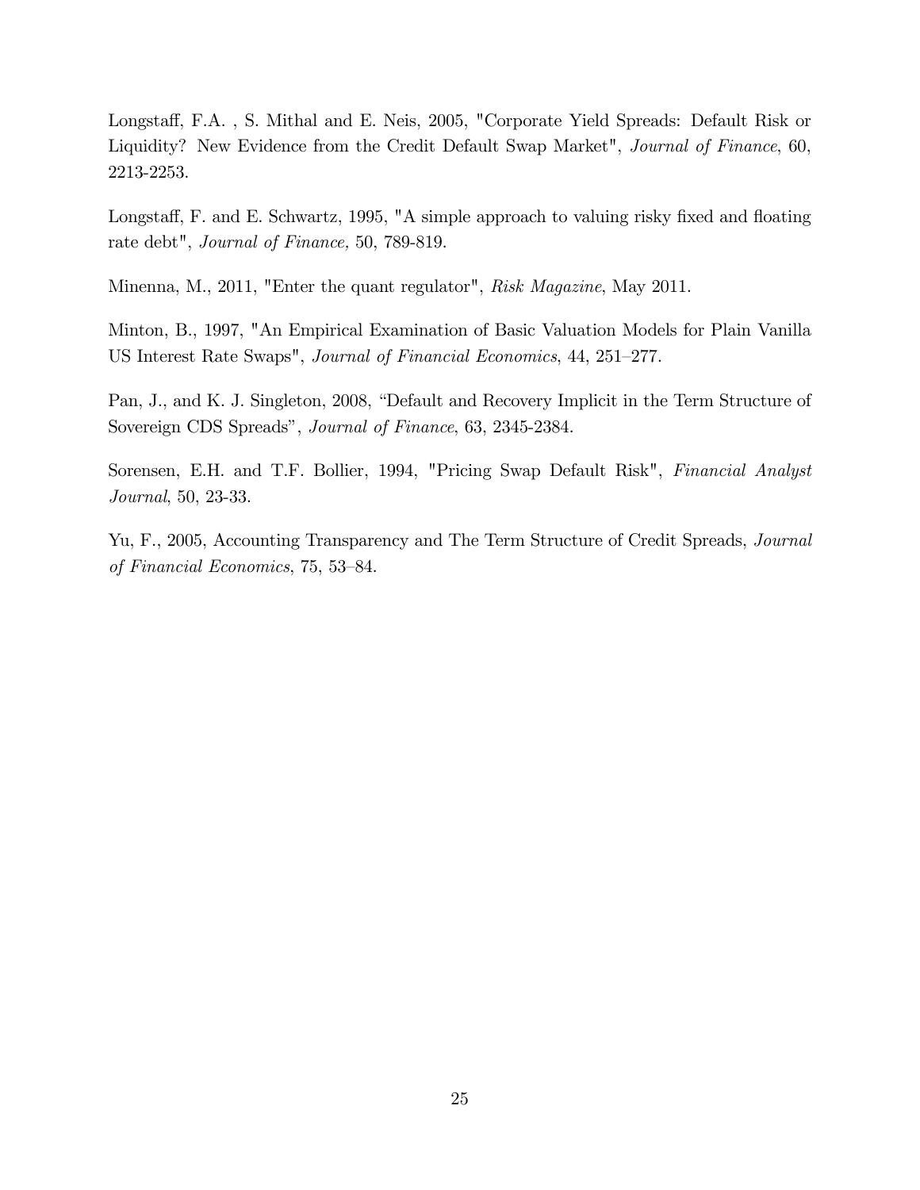Longstaff, F.A. , S. Mithal and E. Neis, 2005, "Corporate Yield Spreads: Default Risk or Liquidity? New Evidence from the Credit Default Swap Market", *Journal of Finance*, 60, 2213-2253.

Longstaff, F. and E. Schwartz, 1995, "A simple approach to valuing risky fixed and floating rate debt", *Journal of Finance,* 50, 789-819.

Minenna, M., 2011, "Enter the quant regulator", *Risk Magazine*, May 2011.

Minton, B., 1997, "An Empirical Examination of Basic Valuation Models for Plain Vanilla US Interest Rate Swaps", *Journal of Financial Economics*, 44, 251–277.

Pan, J., and K. J. Singleton, 2008, "Default and Recovery Implicit in the Term Structure of Sovereign CDS Spreads", *Journal of Finance*, 63, 2345-2384.

Sorensen, E.H. and T.F. Bollier, 1994, "Pricing Swap Default Risk", *Financial Analyst Journal*, 50, 23-33.

Yu, F., 2005, Accounting Transparency and The Term Structure of Credit Spreads, *Journal of Financial Economics*, 75, 53–84.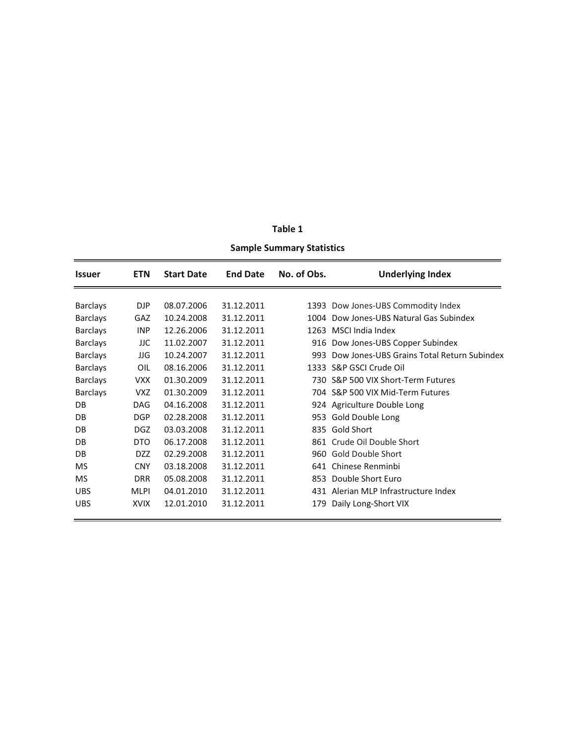**Table 1**

**Sample Summary Statistics**

| Issuer | ETN | Start Date | End Date | No. of Obs. | Underlying Index |
|---|---|---|---|---|---|
| Barclays | DJP | 08.07.2006 | 31.12.2011 | 1393 | Dow Jones-UBS Commodity Index |
| Barclays | GAZ | 10.24.2008 | 31.12.2011 | 1004 | Dow Jones-UBS Natural Gas Subindex |
| Barclays | INP | 12.26.2006 | 31.12.2011 | 1263 | MSCI India Index |
| Barclays | JJC | 11.02.2007 | 31.12.2011 | 916 | Dow Jones-UBS Copper Subindex |
| Barclays | JJG | 10.24.2007 | 31.12.2011 | 993 | Dow Jones-UBS Grains Total Return Subindex |
| Barclays | OIL | 08.16.2006 | 31.12.2011 | 1333 | S&P GSCI Crude Oil |
| Barclays | VXX | 01.30.2009 | 31.12.2011 | 730 | S&P 500 VIX Short-Term Futures |
| Barclays | VXZ | 01.30.2009 | 31.12.2011 | 704 | S&P 500 VIX Mid-Term Futures |
| DB | DAG | 04.16.2008 | 31.12.2011 | 924 | Agriculture Double Long |
| DB | DGP | 02.28.2008 | 31.12.2011 | 953 | Gold Double Long |
| DB | DGZ | 03.03.2008 | 31.12.2011 | 835 | Gold Short |
| DB | DTO | 06.17.2008 | 31.12.2011 | 861 | Crude Oil Double Short |
| DB | DZZ | 02.29.2008 | 31.12.2011 | 960 | Gold Double Short |
| MS | CNY | 03.18.2008 | 31.12.2011 | 641 | Chinese Renminbi |
| MS | DRR | 05.08.2008 | 31.12.2011 | 853 | Double Short Euro |
| UBS | MLPI | 04.01.2010 | 31.12.2011 | 431 | Alerian MLP Infrastructure Index |
| UBS | XVIX | 12.01.2010 | 31.12.2011 | 179 | Daily Long-Short VIX |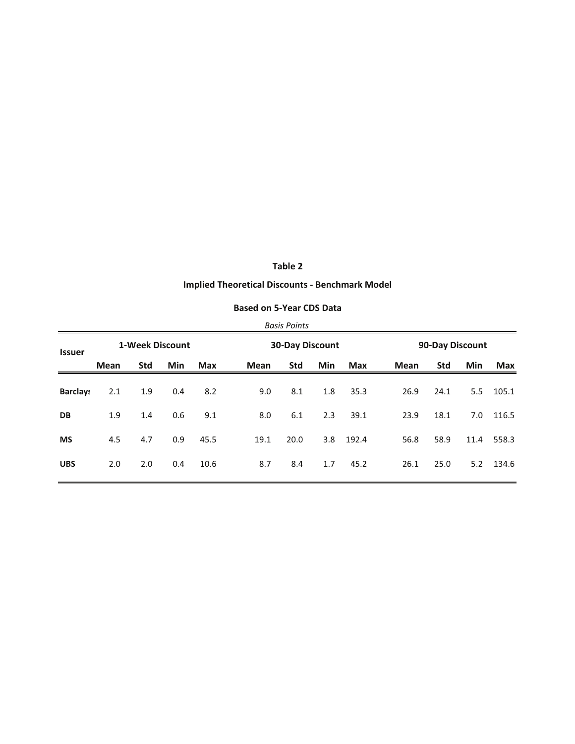**Table 2**

**Implied Theoretical Discounts - Benchmark Model**

**Based on 5-Year CDS Data**

*Basis Points*

| Issuer | 1-Week Discount | | | | 30-Day Discount | | | | 90-Day Discount | | | |
|---|---|---|---|---|---|---|---|---|---|---|---|---|
| | Mean | Std | Min | Max | Mean | Std | Min | Max | Mean | Std | Min | Max |
| **Barclays** | 2.1 | 1.9 | 0.4 | 8.2 | 9.0 | 8.1 | 1.8 | 35.3 | 26.9 | 24.1 | 5.5 | 105.1 |
| **DB** | 1.9 | 1.4 | 0.6 | 9.1 | 8.0 | 6.1 | 2.3 | 39.1 | 23.9 | 18.1 | 7.0 | 116.5 |
| **MS** | 4.5 | 4.7 | 0.9 | 45.5 | 19.1 | 20.0 | 3.8 | 192.4 | 56.8 | 58.9 | 11.4 | 558.3 |
| **UBS** | 2.0 | 2.0 | 0.4 | 10.6 | 8.7 | 8.4 | 1.7 | 45.2 | 26.1 | 25.0 | 5.2 | 134.6 |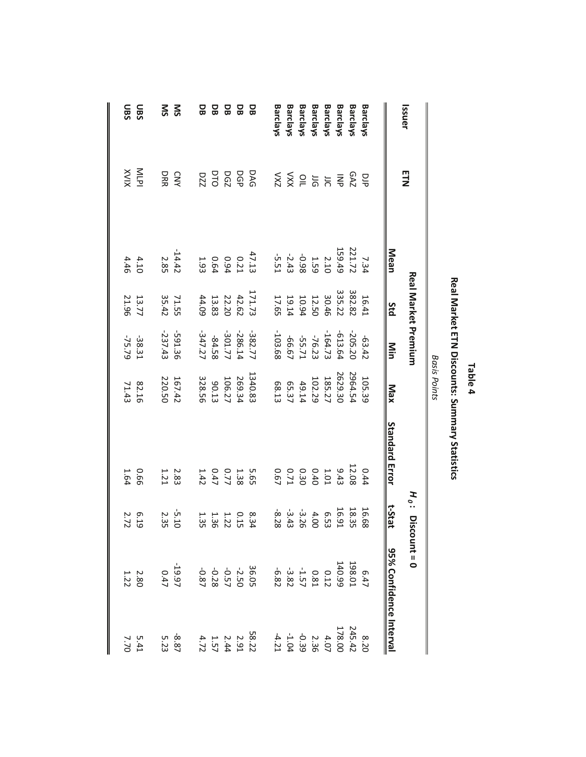# Table 4

## Real Market ETN Discounts: Summary Statistics

*Basis Points*

| Issuer | ETN | Real Market Premium | | | | $H_0$: Discount = 0 | | | |
|---|---|---|---|---|---|---|---|---|---|
| | | Mean | Std | Min | Max | Standard Error | t-Stat | 95% Confidence Interval | |
| **Barclays** | DJP | 7.34 | 16.41 | -63.42 | 105.39 | 0.44 | 16.68 | 6.47 | 8.20 |
| **Barclays** | GAZ | 221.72 | 382.82 | -205.20 | 2964.54 | 12.08 | 18.35 | 198.01 | 245.42 |
| **Barclays** | INP | 159.49 | 335.22 | -613.64 | 2629.30 | 9.43 | 16.91 | 140.99 | 178.00 |
| **Barclays** | JJC | 2.10 | 30.46 | -164.73 | 185.27 | 1.01 | 6.53 | 0.12 | 4.07 |
| **Barclays** | JJG | 1.59 | 12.50 | -76.23 | 102.29 | 0.40 | 4.00 | 0.81 | 2.36 |
| **Barclays** | OIL | -0.98 | 10.94 | -55.71 | 49.14 | 0.30 | -3.26 | -1.57 | -0.39 |
| **Barclays** | VXX | -2.43 | 19.14 | -66.67 | 65.37 | 0.71 | -3.43 | -3.82 | -1.04 |
| **Barclays** | VXZ | -5.51 | 17.65 | -103.68 | 68.13 | 0.67 | -8.28 | -6.82 | -4.21 |
| | | | | | | | | | |
| **DB** | DAG | 47.13 | 171.73 | -382.77 | 1340.83 | 5.65 | 8.34 | 36.05 | 58.22 |
| **DB** | DGP | 0.21 | 42.62 | -286.14 | 269.34 | 1.38 | 0.15 | -2.50 | 2.91 |
| **DB** | DGZ | 0.94 | 22.20 | -301.77 | 106.27 | 0.77 | 1.22 | -0.57 | 2.44 |
| **DB** | DTO | 0.64 | 13.83 | -84.58 | 90.13 | 0.47 | 1.36 | -0.28 | 1.57 |
| **DB** | DZZ | 1.93 | 44.09 | -347.27 | 328.56 | 1.42 | 1.35 | -0.87 | 4.72 |
| | | | | | | | | | |
| **MS** | CNY | -14.42 | 71.55 | -591.36 | 167.42 | 2.83 | -5.10 | -19.97 | -8.87 |
| **MS** | DRR | 2.85 | 35.42 | -237.43 | 220.50 | 1.21 | 2.35 | 0.47 | 5.23 |
| | | | | | | | | | |
| **UBS** | MLPI | 4.10 | 13.77 | -38.31 | 82.16 | 0.66 | 6.19 | 2.80 | 5.41 |
| **UBS** | XVIX | 4.46 | 21.96 | -75.79 | 71.43 | 1.64 | 2.72 | 1.22 | 7.70 |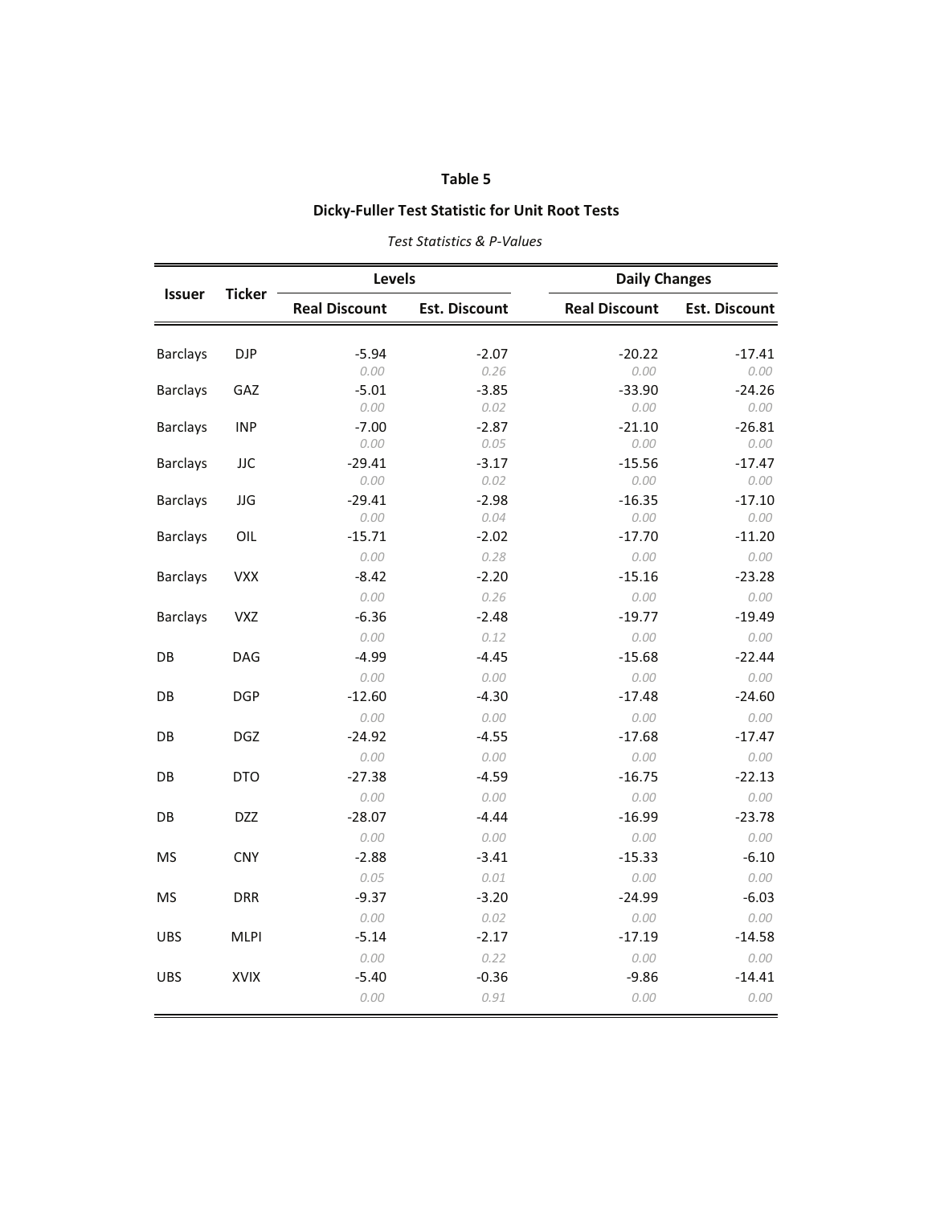**Table 5**

**Dicky-Fuller Test Statistic for Unit Root Tests**

*Test Statistics & P-Values*

| Issuer | Ticker | Levels | | Daily Changes | |
|---|---|---|---|---|---|
| | | Real Discount | Est. Discount | Real Discount | Est. Discount |
| Barclays | DJP | -5.94 | -2.07 | -20.22 | -17.41 |
| | | *0.00* | *0.26* | *0.00* | *0.00* |
| Barclays | GAZ | -5.01 | -3.85 | -33.90 | -24.26 |
| | | *0.00* | *0.02* | *0.00* | *0.00* |
| Barclays | INP | -7.00 | -2.87 | -21.10 | -26.81 |
| | | *0.00* | *0.05* | *0.00* | *0.00* |
| Barclays | JJC | -29.41 | -3.17 | -15.56 | -17.47 |
| | | *0.00* | *0.02* | *0.00* | *0.00* |
| Barclays | JJG | -29.41 | -2.98 | -16.35 | -17.10 |
| | | *0.00* | *0.04* | *0.00* | *0.00* |
| Barclays | OIL | -15.71 | -2.02 | -17.70 | -11.20 |
| | | *0.00* | *0.28* | *0.00* | *0.00* |
| Barclays | VXX | -8.42 | -2.20 | -15.16 | -23.28 |
| | | *0.00* | *0.26* | *0.00* | *0.00* |
| Barclays | VXZ | -6.36 | -2.48 | -19.77 | -19.49 |
| | | *0.00* | *0.12* | *0.00* | *0.00* |
| DB | DAG | -4.99 | -4.45 | -15.68 | -22.44 |
| | | *0.00* | *0.00* | *0.00* | *0.00* |
| DB | DGP | -12.60 | -4.30 | -17.48 | -24.60 |
| | | *0.00* | *0.00* | *0.00* | *0.00* |
| DB | DGZ | -24.92 | -4.55 | -17.68 | -17.47 |
| | | *0.00* | *0.00* | *0.00* | *0.00* |
| DB | DTO | -27.38 | -4.59 | -16.75 | -22.13 |
| | | *0.00* | *0.00* | *0.00* | *0.00* |
| DB | DZZ | -28.07 | -4.44 | -16.99 | -23.78 |
| | | *0.00* | *0.00* | *0.00* | *0.00* |
| MS | CNY | -2.88 | -3.41 | -15.33 | -6.10 |
| | | *0.05* | *0.01* | *0.00* | *0.00* |
| MS | DRR | -9.37 | -3.20 | -24.99 | -6.03 |
| | | *0.00* | *0.02* | *0.00* | *0.00* |
| UBS | MLPI | -5.14 | -2.17 | -17.19 | -14.58 |
| | | *0.00* | *0.22* | *0.00* | *0.00* |
| UBS | XVIX | -5.40 | -0.36 | -9.86 | -14.41 |
| | | *0.00* | *0.91* | *0.00* | *0.00* |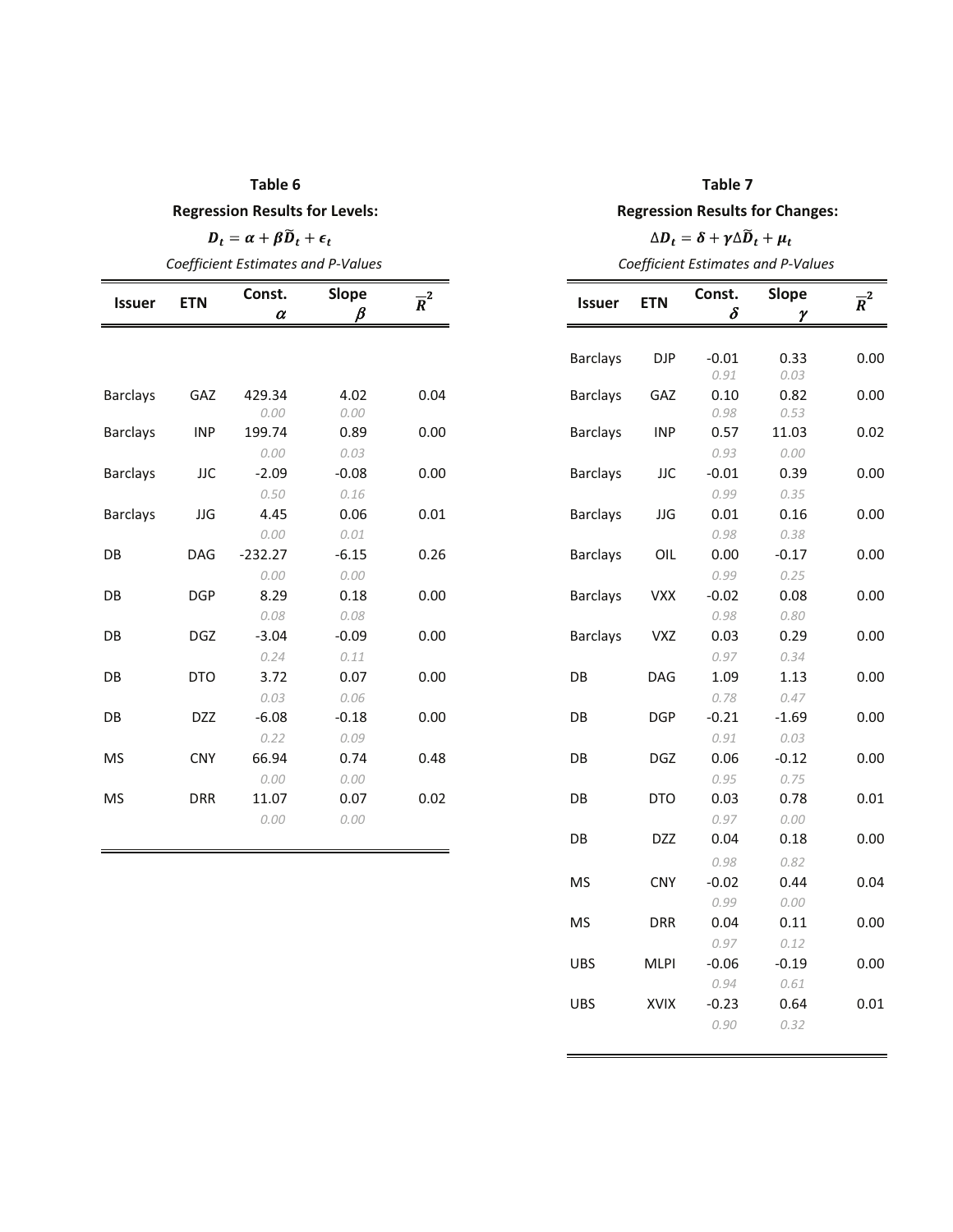**Table 6**

**Regression Results for Levels:**

$$D_t = \alpha + \beta \widetilde{D}_t + \epsilon_t$$

*Coefficient Estimates and P-Values*

| Issuer | ETN | Const. $\alpha$ | Slope $\beta$ | $\overline{R}^2$ |
|---|---|---|---|---|
| Barclays | GAZ | 429.34 | 4.02 | 0.04 |
| | | *0.00* | *0.00* | |
| Barclays | INP | 199.74 | 0.89 | 0.00 |
| | | *0.00* | *0.03* | |
| Barclays | JJC | -2.09 | -0.08 | 0.00 |
| | | *0.50* | *0.16* | |
| Barclays | JJG | 4.45 | 0.06 | 0.01 |
| | | *0.00* | *0.01* | |
| DB | DAG | -232.27 | -6.15 | 0.26 |
| | | *0.00* | *0.00* | |
| DB | DGP | 8.29 | 0.18 | 0.00 |
| | | *0.08* | *0.08* | |
| DB | DGZ | -3.04 | -0.09 | 0.00 |
| | | *0.24* | *0.11* | |
| DB | DTO | 3.72 | 0.07 | 0.00 |
| | | *0.03* | *0.06* | |
| DB | DZZ | -6.08 | -0.18 | 0.00 |
| | | *0.22* | *0.09* | |
| MS | CNY | 66.94 | 0.74 | 0.48 |
| | | *0.00* | *0.00* | |
| MS | DRR | 11.07 | 0.07 | 0.02 |
| | | *0.00* | *0.00* | |

**Table 7**

**Regression Results for Changes:**

$$\Delta D_t = \delta + \gamma \Delta \widetilde{D}_t + \mu_t$$

*Coefficient Estimates and P-Values*

| Issuer | ETN | Const. $\delta$ | Slope $\gamma$ | $\overline{R}^2$ |
|---|---|---|---|---|
| Barclays | DJP | -0.01 | 0.33 | 0.00 |
| | | *0.91* | *0.03* | |
| Barclays | GAZ | 0.10 | 0.82 | 0.00 |
| | | *0.98* | *0.53* | |
| Barclays | INP | 0.57 | 11.03 | 0.02 |
| | | *0.93* | *0.00* | |
| Barclays | JJC | -0.01 | 0.39 | 0.00 |
| | | *0.99* | *0.35* | |
| Barclays | JJG | 0.01 | 0.16 | 0.00 |
| | | *0.98* | *0.38* | |
| Barclays | OIL | 0.00 | -0.17 | 0.00 |
| | | *0.99* | *0.25* | |
| Barclays | VXX | -0.02 | 0.08 | 0.00 |
| | | *0.98* | *0.80* | |
| Barclays | VXZ | 0.03 | 0.29 | 0.00 |
| | | *0.97* | *0.34* | |
| DB | DAG | 1.09 | 1.13 | 0.00 |
| | | *0.78* | *0.47* | |
| DB | DGP | -0.21 | -1.69 | 0.00 |
| | | *0.91* | *0.03* | |
| DB | DGZ | 0.06 | -0.12 | 0.00 |
| | | *0.95* | *0.75* | |
| DB | DTO | 0.03 | 0.78 | 0.01 |
| | | *0.97* | *0.00* | |
| DB | DZZ | 0.04 | 0.18 | 0.00 |
| | | *0.98* | *0.82* | |
| MS | CNY | -0.02 | 0.44 | 0.04 |
| | | *0.99* | *0.00* | |
| MS | DRR | 0.04 | 0.11 | 0.00 |
| | | *0.97* | *0.12* | |
| UBS | MLPI | -0.06 | -0.19 | 0.00 |
| | | *0.94* | *0.61* | |
| UBS | XVIX | -0.23 | 0.64 | 0.01 |
| | | *0.90* | *0.32* | |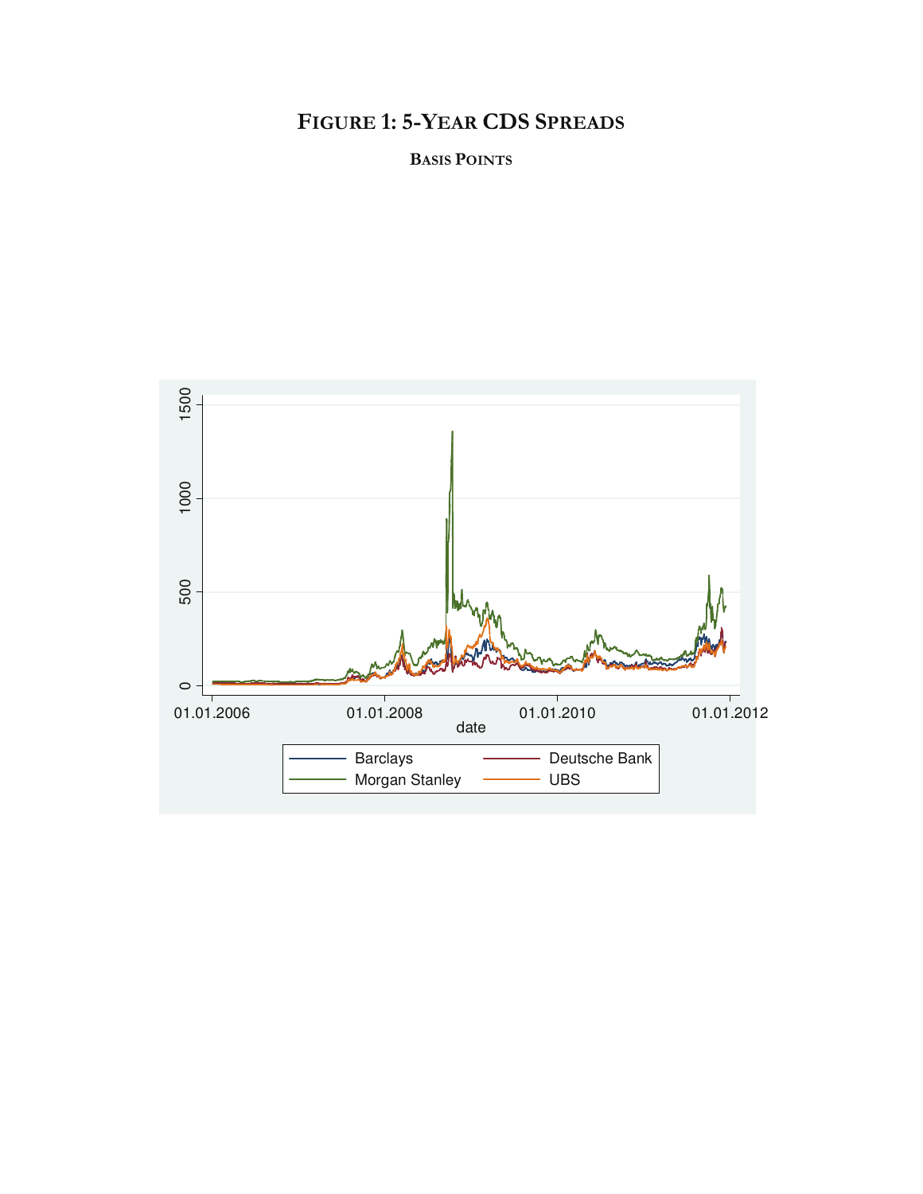# FIGURE 1: 5-YEAR CDS SPREADS

**BASIS POINTS**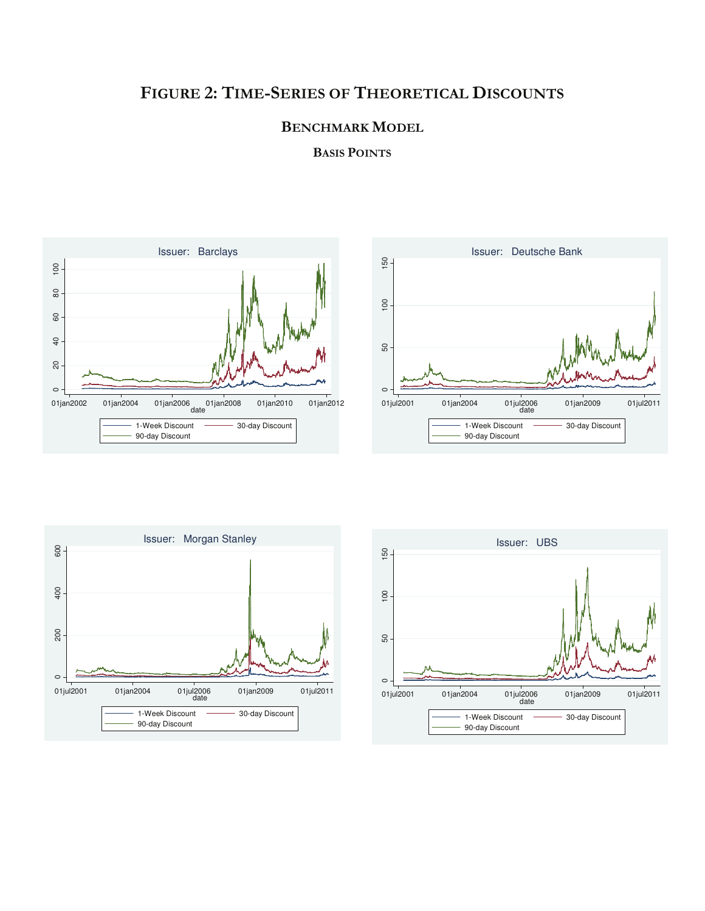# FIGURE 2: TIME-SERIES OF THEORETICAL DISCOUNTS

## BENCHMARK MODEL

### BASIS POINTS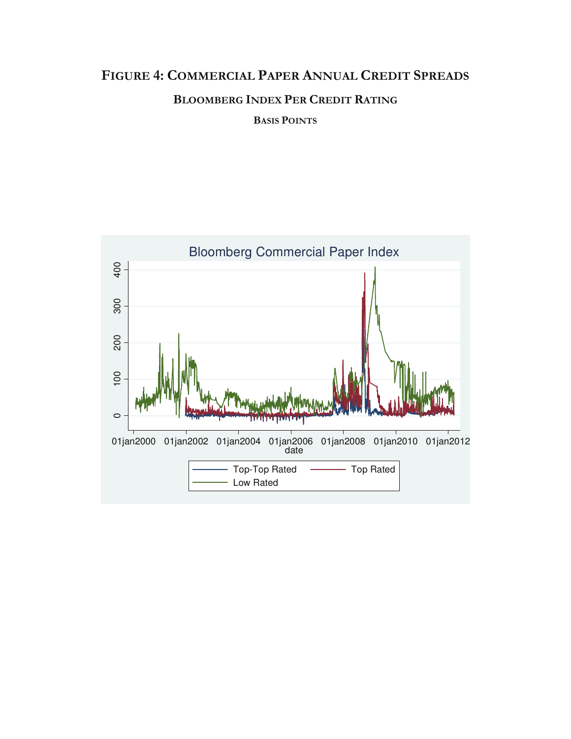# FIGURE 4: COMMERCIAL PAPER ANNUAL CREDIT SPREADS

## BLOOMBERG INDEX PER CREDIT RATING

### BASIS POINTS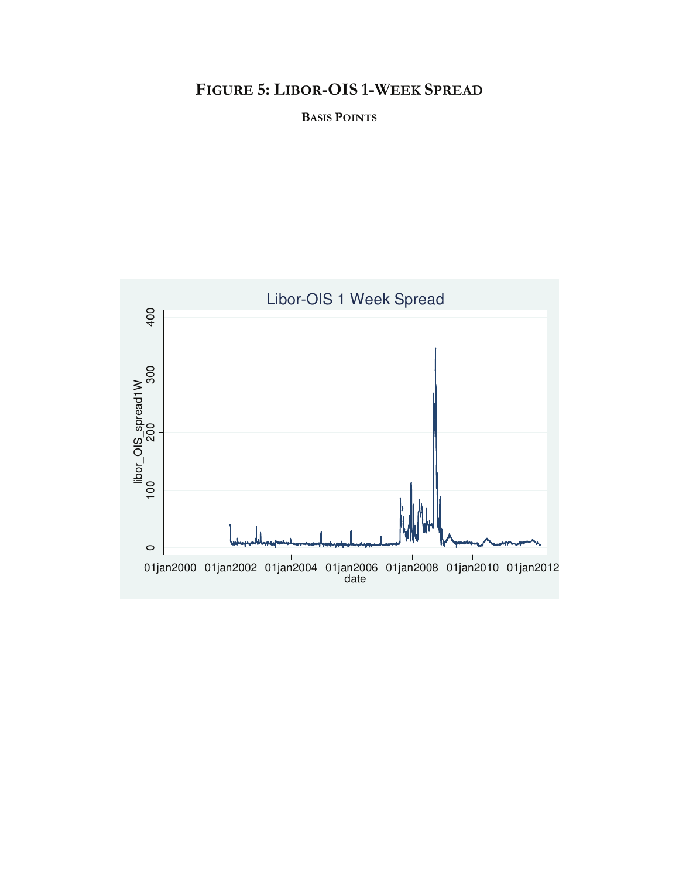# FIGURE 5: LIBOR-OIS 1-WEEK SPREAD

**BASIS POINTS**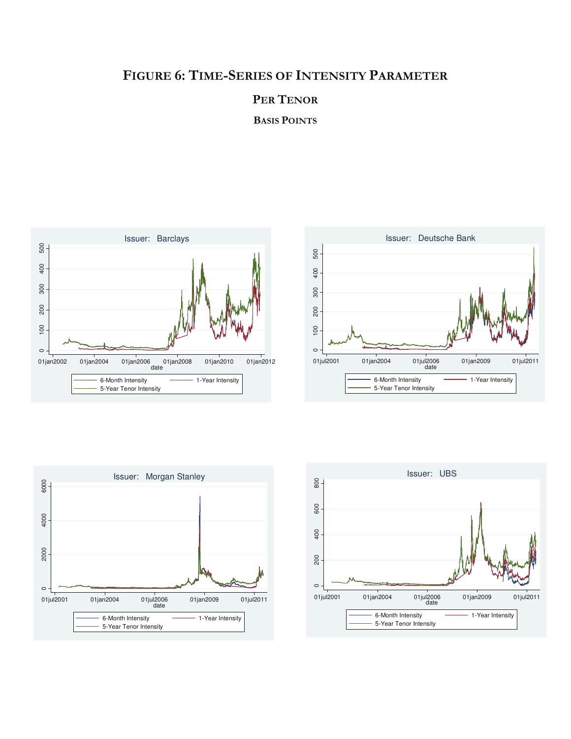# FIGURE 6: TIME-SERIES OF INTENSITY PARAMETER

## PER TENOR

### BASIS POINTS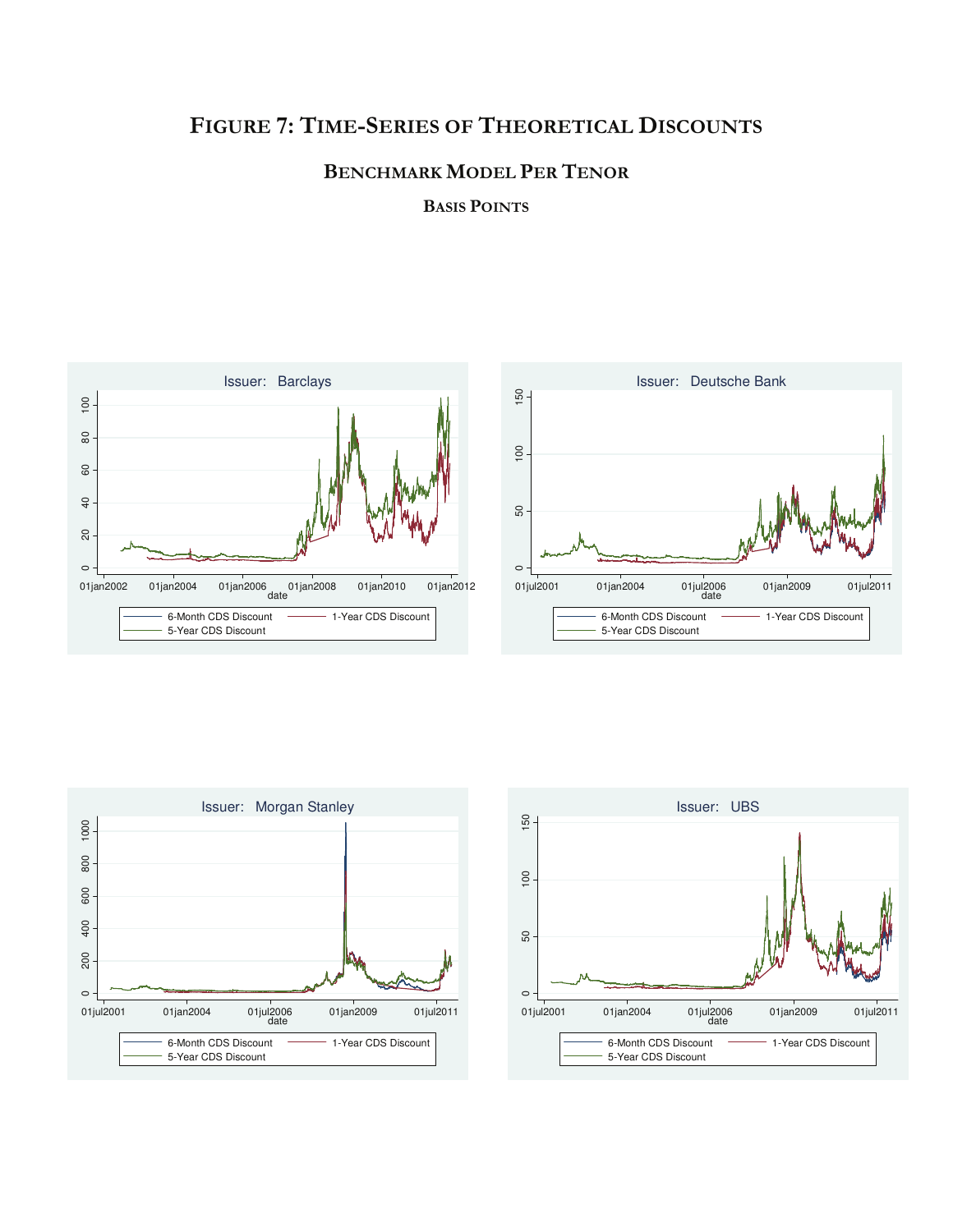# FIGURE 7: TIME-SERIES OF THEORETICAL DISCOUNTS

## BENCHMARK MODEL PER TENOR

### BASIS POINTS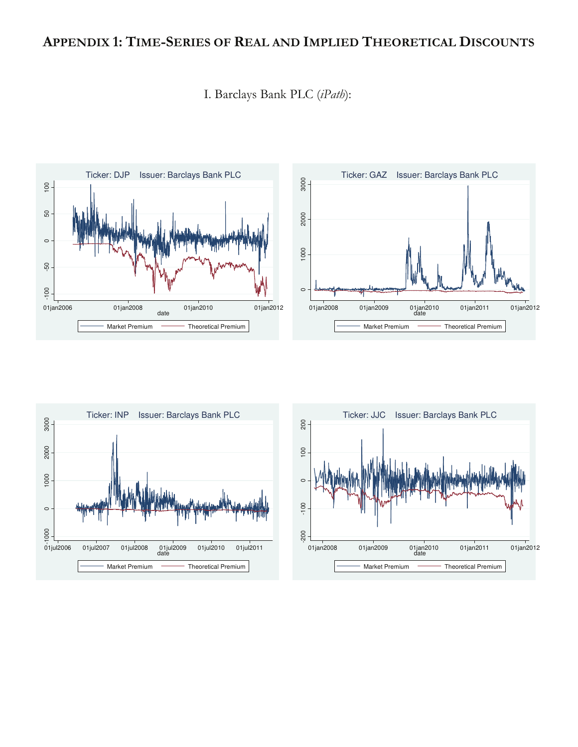# APPENDIX 1: TIME-SERIES OF REAL AND IMPLIED THEORETICAL DISCOUNTS

I. Barclays Bank PLC (*iPath*):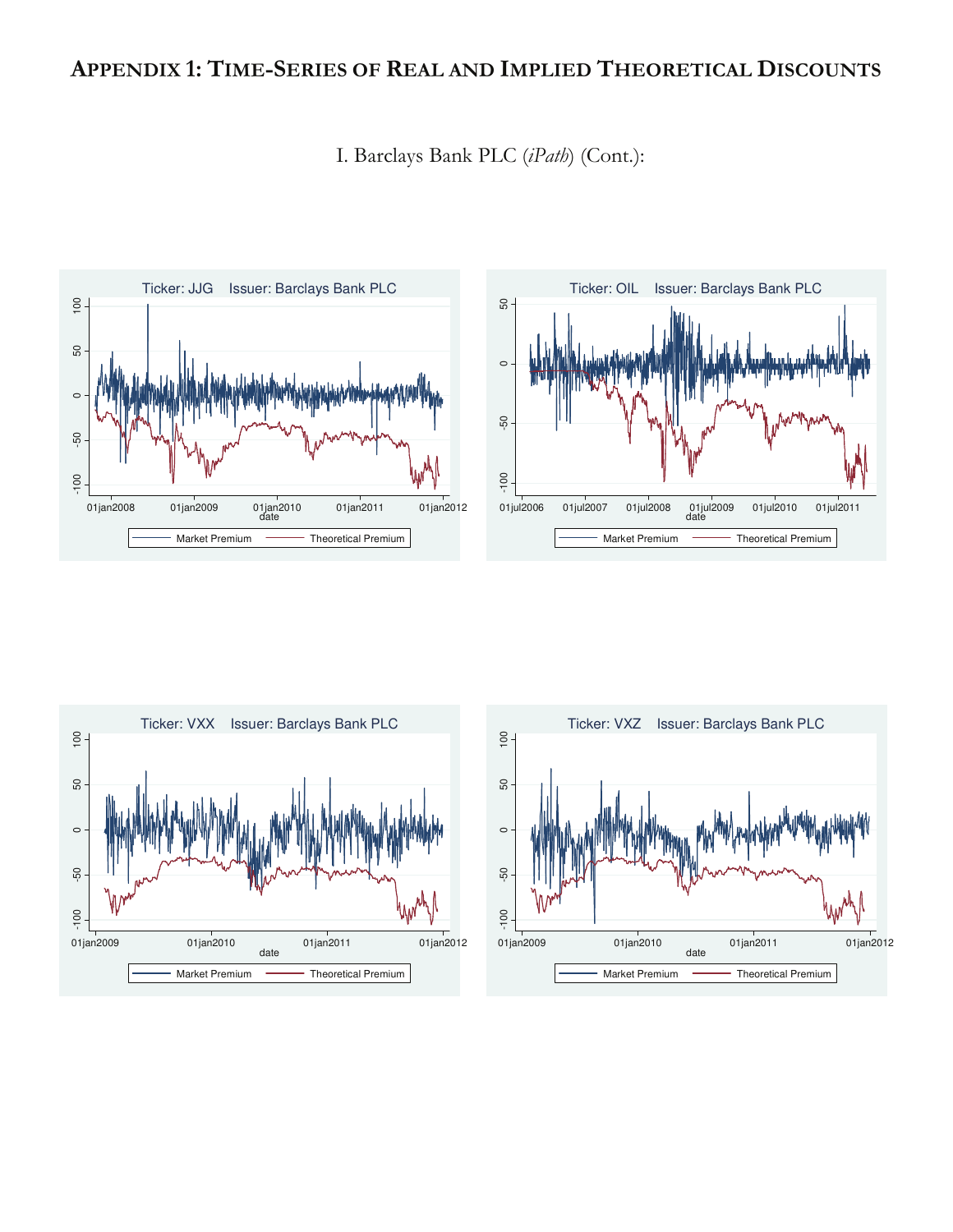## APPENDIX 1: TIME-SERIES OF REAL AND IMPLIED THEORETICAL DISCOUNTS

I. Barclays Bank PLC (*iPath*) (Cont.):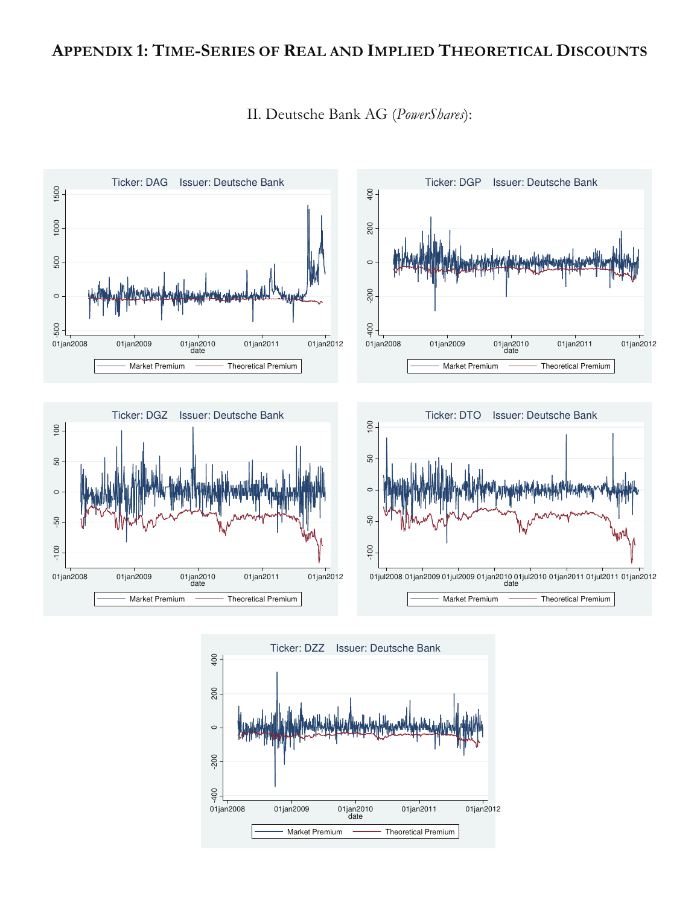# APPENDIX 1: TIME-SERIES OF REAL AND IMPLIED THEORETICAL DISCOUNTS

## II. Deutsche Bank AG (*PowerShares*):

Ticker: DAG Issuer: Deutsche Bank

Ticker: DGP Issuer: Deutsche Bank

Ticker: DGZ Issuer: Deutsche Bank

Ticker: DTO Issuer: Deutsche Bank

Ticker: DZZ Issuer: Deutsche Bank

Market Premium — Theoretical Premium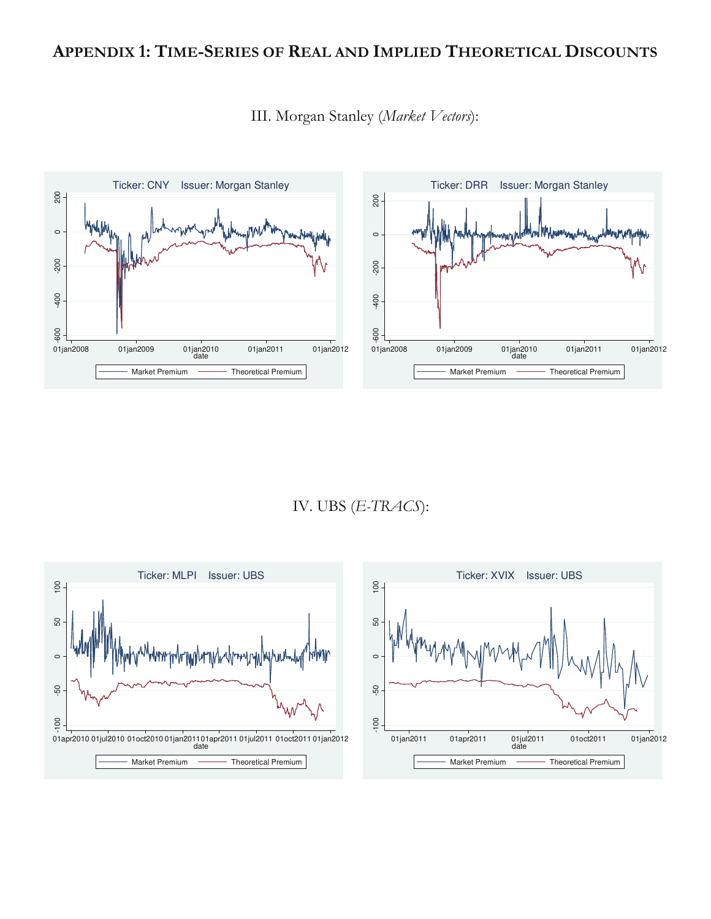# APPENDIX 1: TIME-SERIES OF REAL AND IMPLIED THEORETICAL DISCOUNTS

## III. Morgan Stanley (*Market Vectors*):

Ticker: CNY Issuer: Morgan Stanley

200
0
-200
-400
-600

01jan2008 01jan2009 01jan2010 01jan2011 01jan2012

date

Market Premium
Theoretical Premium

Ticker: DRR Issuer: Morgan Stanley

200
0
-200
-400
-600

01jan2008 01jan2009 01jan2010 01jan2011 01jan2012

date

Market Premium
Theoretical Premium

## IV. UBS (*E-TRACS*):

Ticker: MLPI Issuer: UBS

100
50
0
-50
-100

01apr2010 01jul2010 01oct2010 01jan2011 01apr2011 01jul2011 01oct2011 01jan2012

date

Market Premium
Theoretical Premium

Ticker: XVIX Issuer: UBS

100
50
0
-50
-100

01jan2011 01apr2011 01jul2011 01oct2011 01jan2012

date

Market Premium
Theoretical Premium